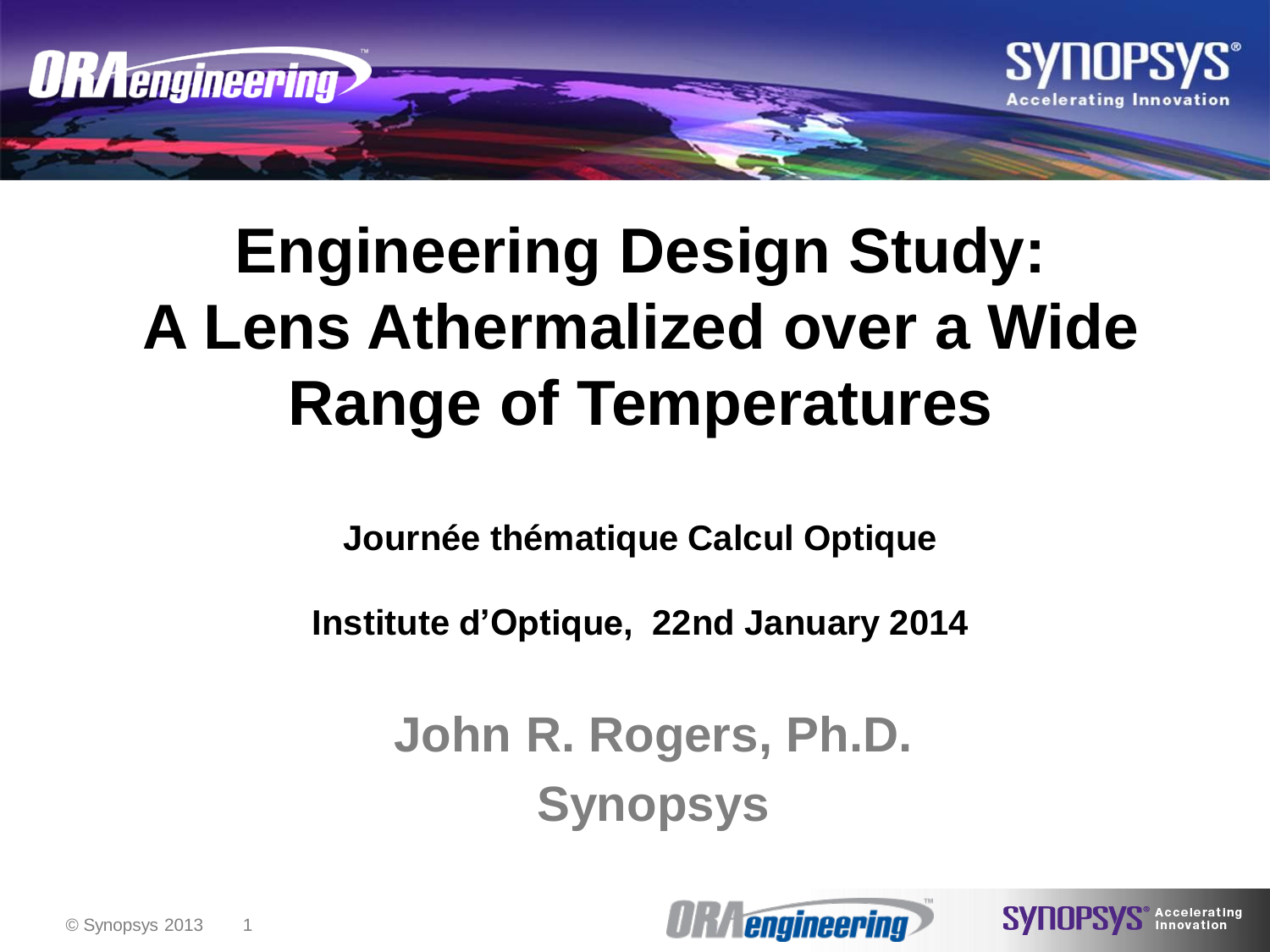# Engineering Design Study: A Lens Athermalized over a Wide Range of Temperatures

**Journée thématique Calcul Optique**

**Institute d'Optique, 22nd January 2014**

**John R. Rogers, Ph.D.**
**Synopsys**

© Synopsys 2013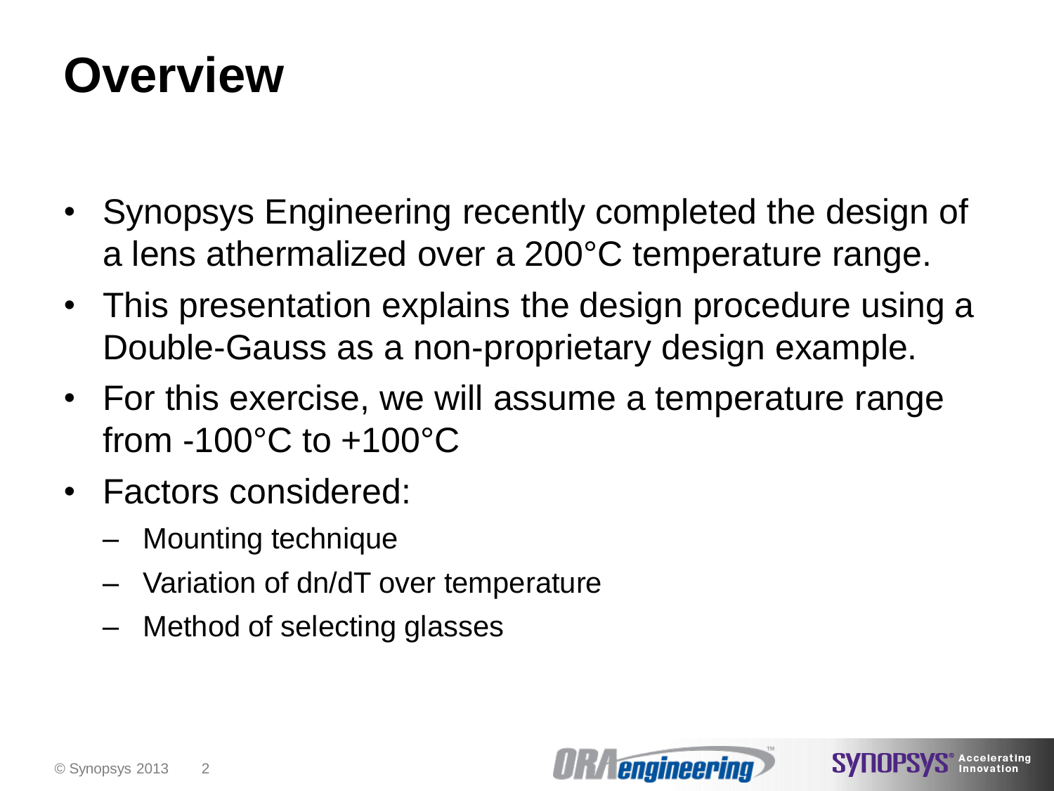# Overview

- Synopsys Engineering recently completed the design of a lens athermalized over a 200°C temperature range.
- This presentation explains the design procedure using a Double-Gauss as a non-proprietary design example.
- For this exercise, we will assume a temperature range from -100°C to +100°C
- Factors considered:
  - Mounting technique
  - Variation of dn/dT over temperature
  - Method of selecting glasses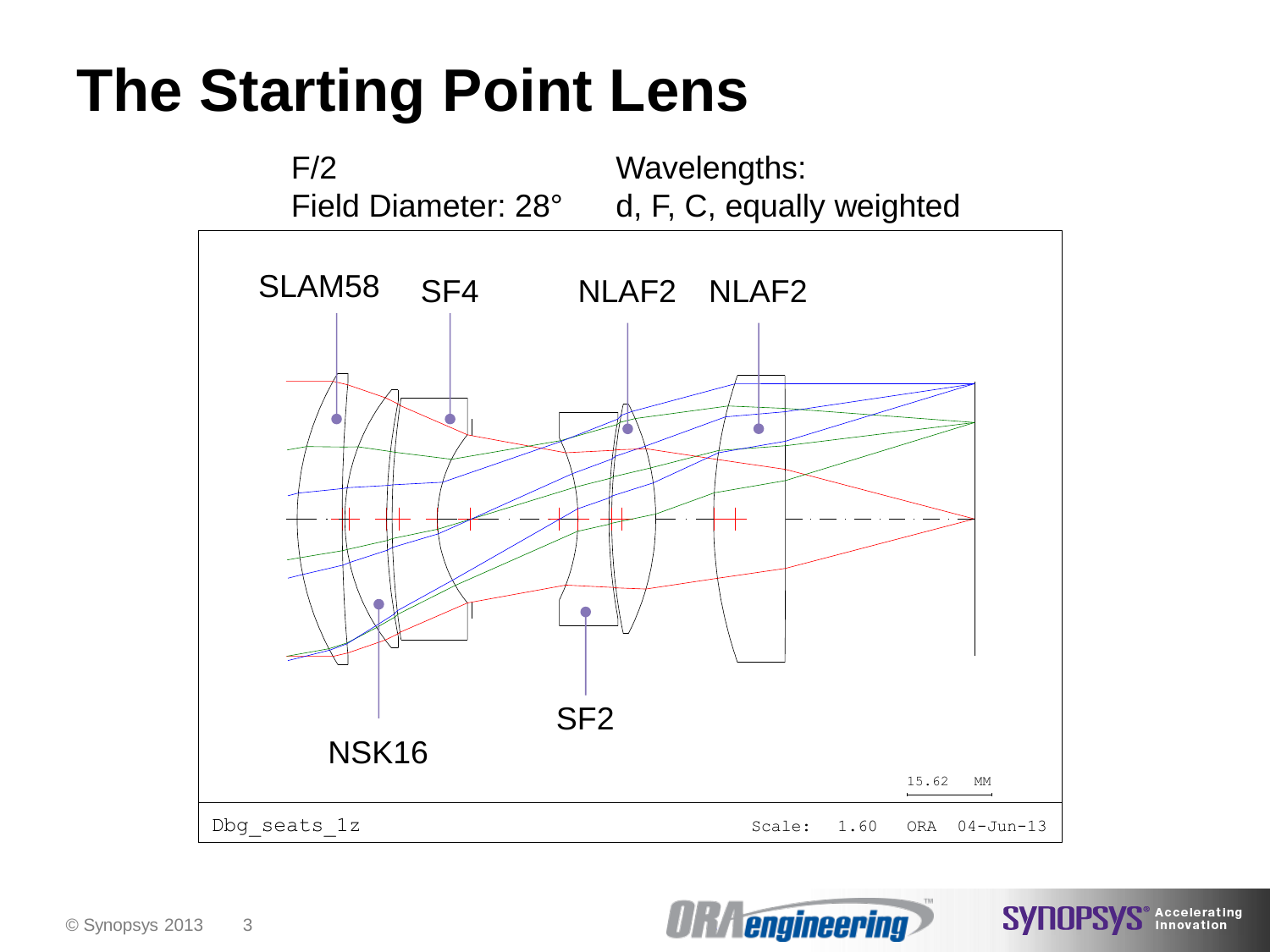# The Starting Point Lens

F/2
Field Diameter: 28°

Wavelengths:
d, F, C, equally weighted

SLAM58 SF4 NLAF2 NLAF2

NSK16 SF2

15.62 MM

Dbg_seats_1z Scale: 1.60 ORA 04-Jun-13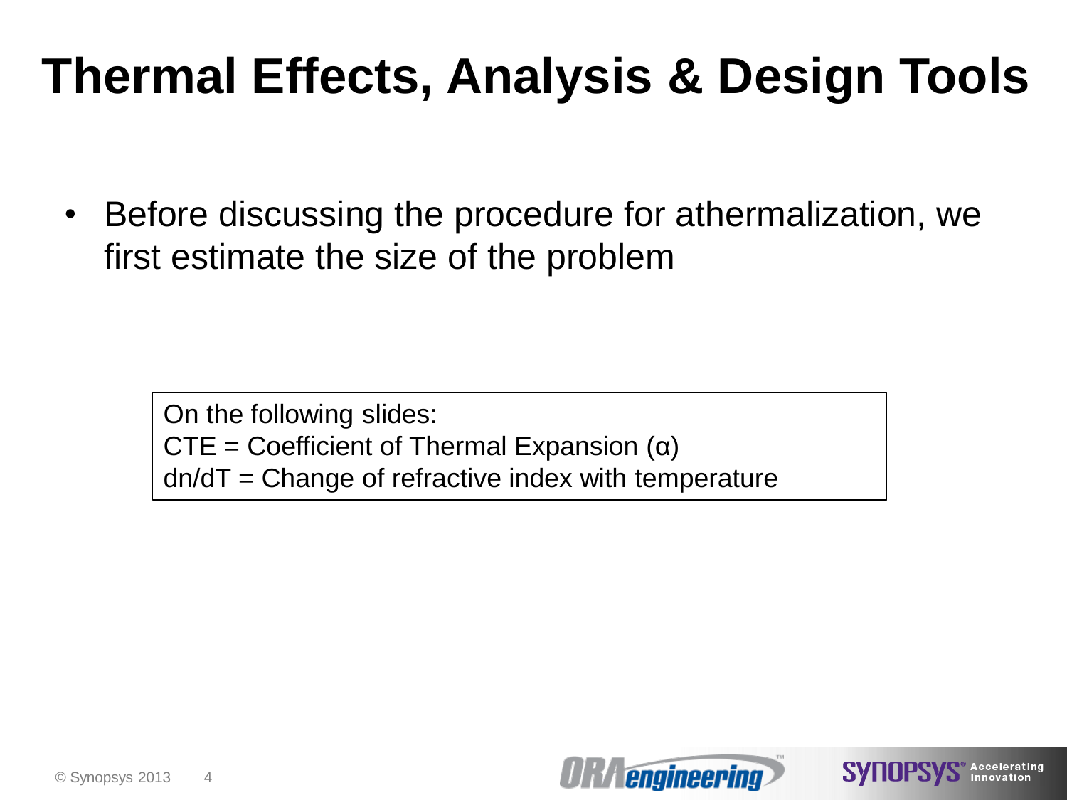# Thermal Effects, Analysis & Design Tools

- Before discussing the procedure for athermalization, we first estimate the size of the problem

On the following slides:
CTE = Coefficient of Thermal Expansion ($\alpha$)
dn/dT = Change of refractive index with temperature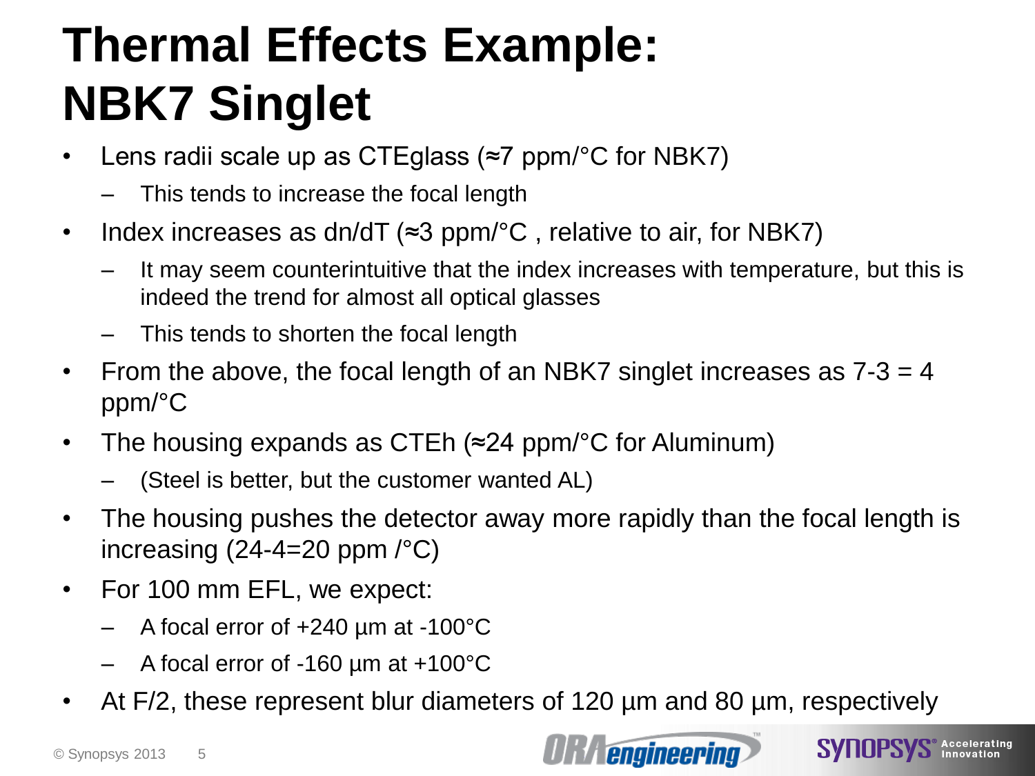# Thermal Effects Example: NBK7 Singlet

- Lens radii scale up as CTEglass (≈7 ppm/°C for NBK7)
  - This tends to increase the focal length
- Index increases as dn/dT (≈3 ppm/°C , relative to air, for NBK7)
  - It may seem counterintuitive that the index increases with temperature, but this is indeed the trend for almost all optical glasses
  - This tends to shorten the focal length
- From the above, the focal length of an NBK7 singlet increases as 7-3 = 4 ppm/°C
- The housing expands as CTEh (≈24 ppm/°C for Aluminum)
  - (Steel is better, but the customer wanted AL)
- The housing pushes the detector away more rapidly than the focal length is increasing (24-4=20 ppm /°C)
- For 100 mm EFL, we expect:
  - A focal error of +240 µm at -100°C
  - A focal error of -160 µm at +100°C
- At F/2, these represent blur diameters of 120 µm and 80 µm, respectively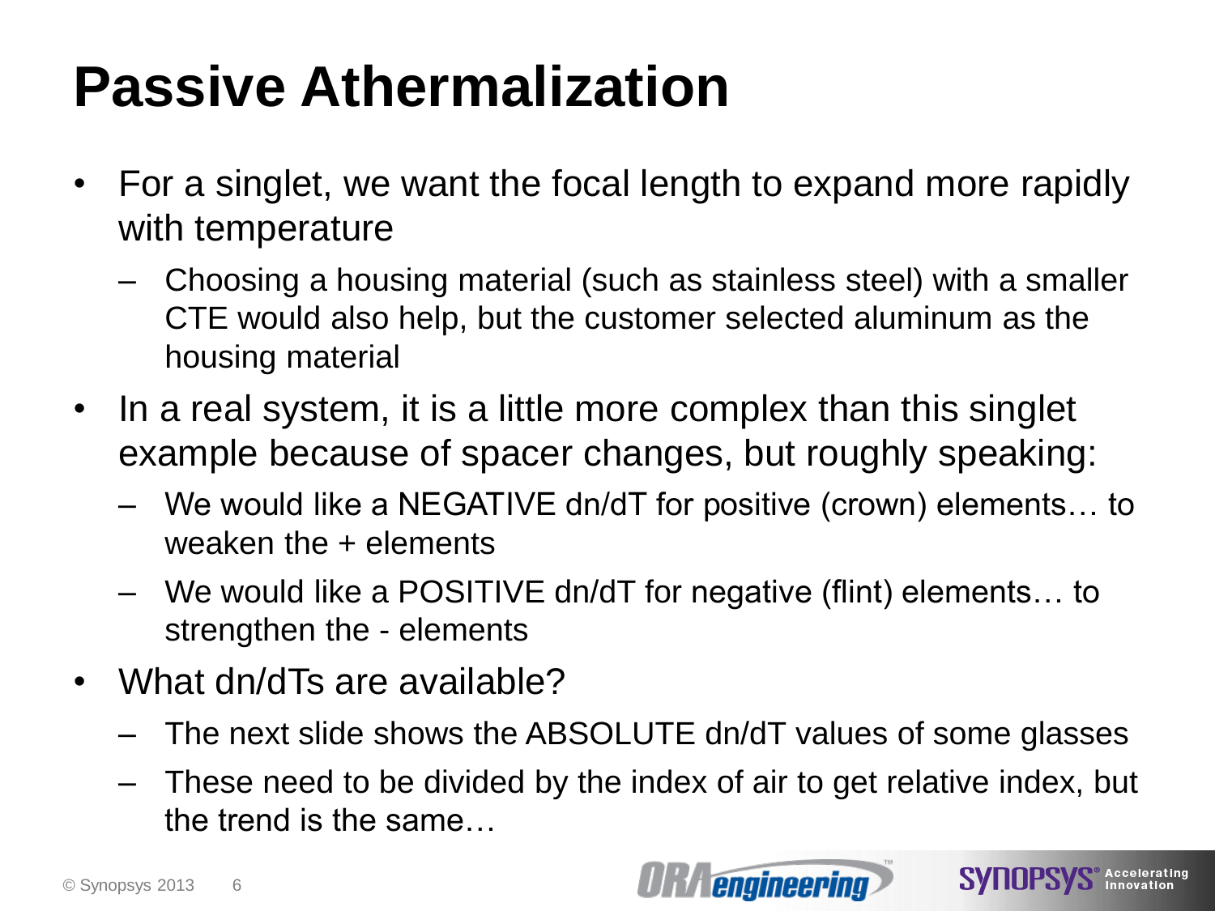# Passive Athermalization

- For a singlet, we want the focal length to expand more rapidly with temperature
  - Choosing a housing material (such as stainless steel) with a smaller CTE would also help, but the customer selected aluminum as the housing material
- In a real system, it is a little more complex than this singlet example because of spacer changes, but roughly speaking:
  - We would like a NEGATIVE dn/dT for positive (crown) elements… to weaken the + elements
  - We would like a POSITIVE dn/dT for negative (flint) elements… to strengthen the - elements
- What dn/dTs are available?
  - The next slide shows the ABSOLUTE dn/dT values of some glasses
  - These need to be divided by the index of air to get relative index, but the trend is the same…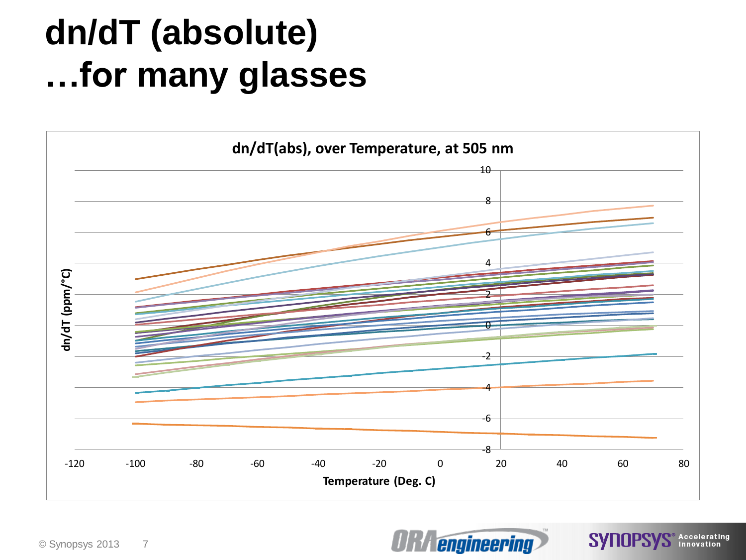# dn/dT (absolute) …for many glasses

**dn/dT(abs), over Temperature, at 505 nm**

dn/dT (ppm/°C)

Temperature (Deg. C)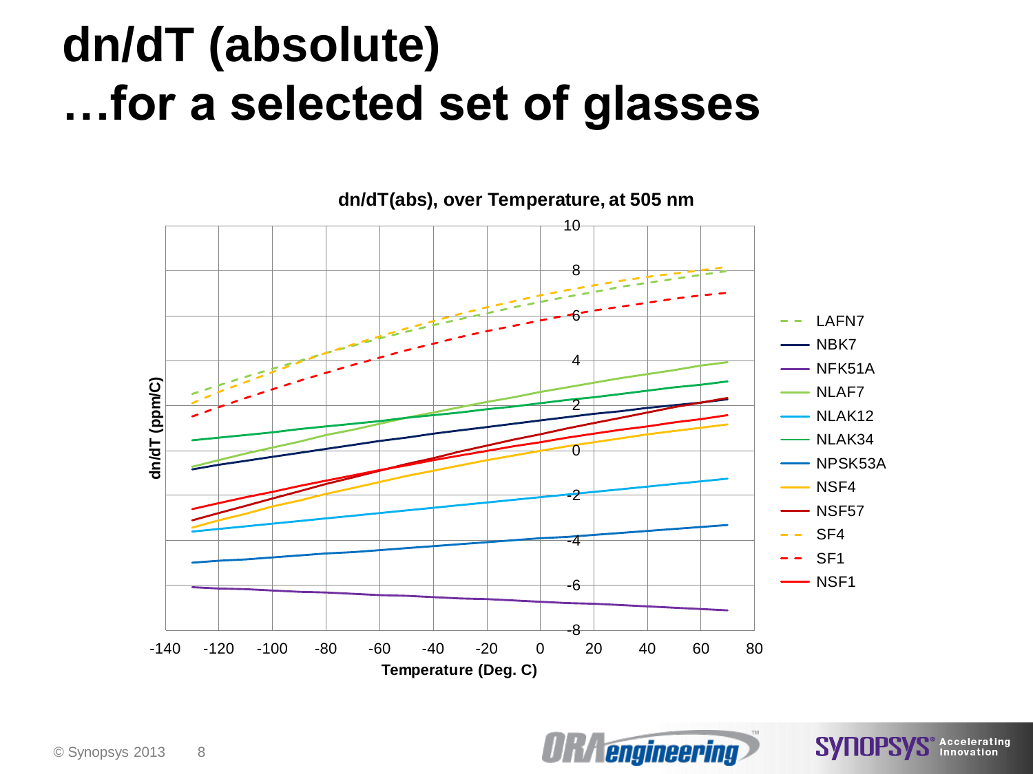# dn/dT (absolute)
# …for a selected set of glasses

dn/dT(abs), over Temperature, at 505 nm

dn/dT (ppm/C)

Temperature (Deg. C)

LAFN7, NBK7, NFK51A, NLAF7, NLAK12, NLAK34, NPSK53A, NSF4, NSF57, SF4, SF1, NSF1

© Synopsys 2013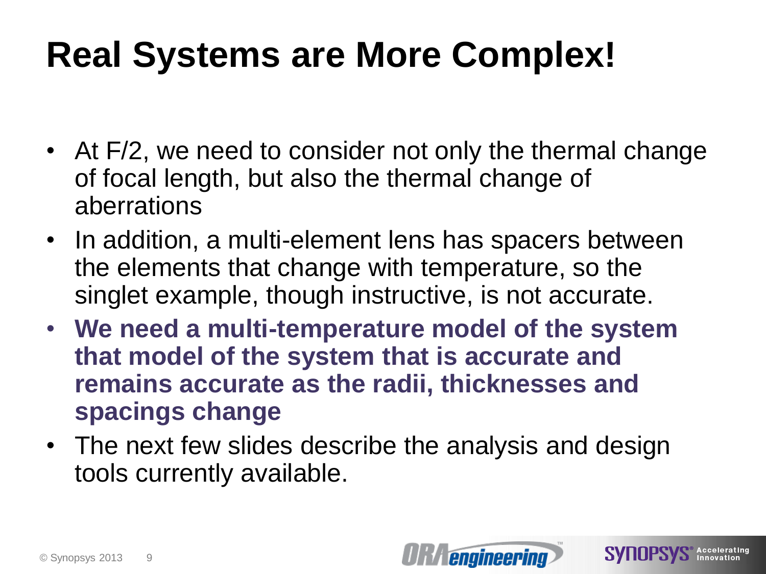# Real Systems are More Complex!

- At F/2, we need to consider not only the thermal change of focal length, but also the thermal change of aberrations
- In addition, a multi-element lens has spacers between the elements that change with temperature, so the singlet example, though instructive, is not accurate.
- **We need a multi-temperature model of the system that model of the system that is accurate and remains accurate as the radii, thicknesses and spacings change**
- The next few slides describe the analysis and design tools currently available.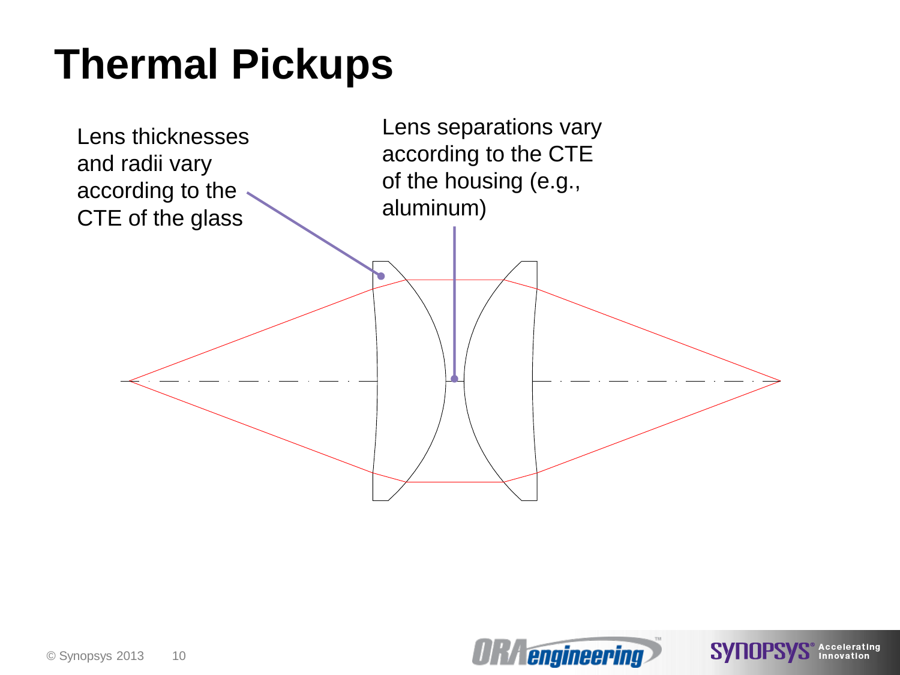# Thermal Pickups

Lens thicknesses and radii vary according to the CTE of the glass

Lens separations vary according to the CTE of the housing (e.g., aluminum)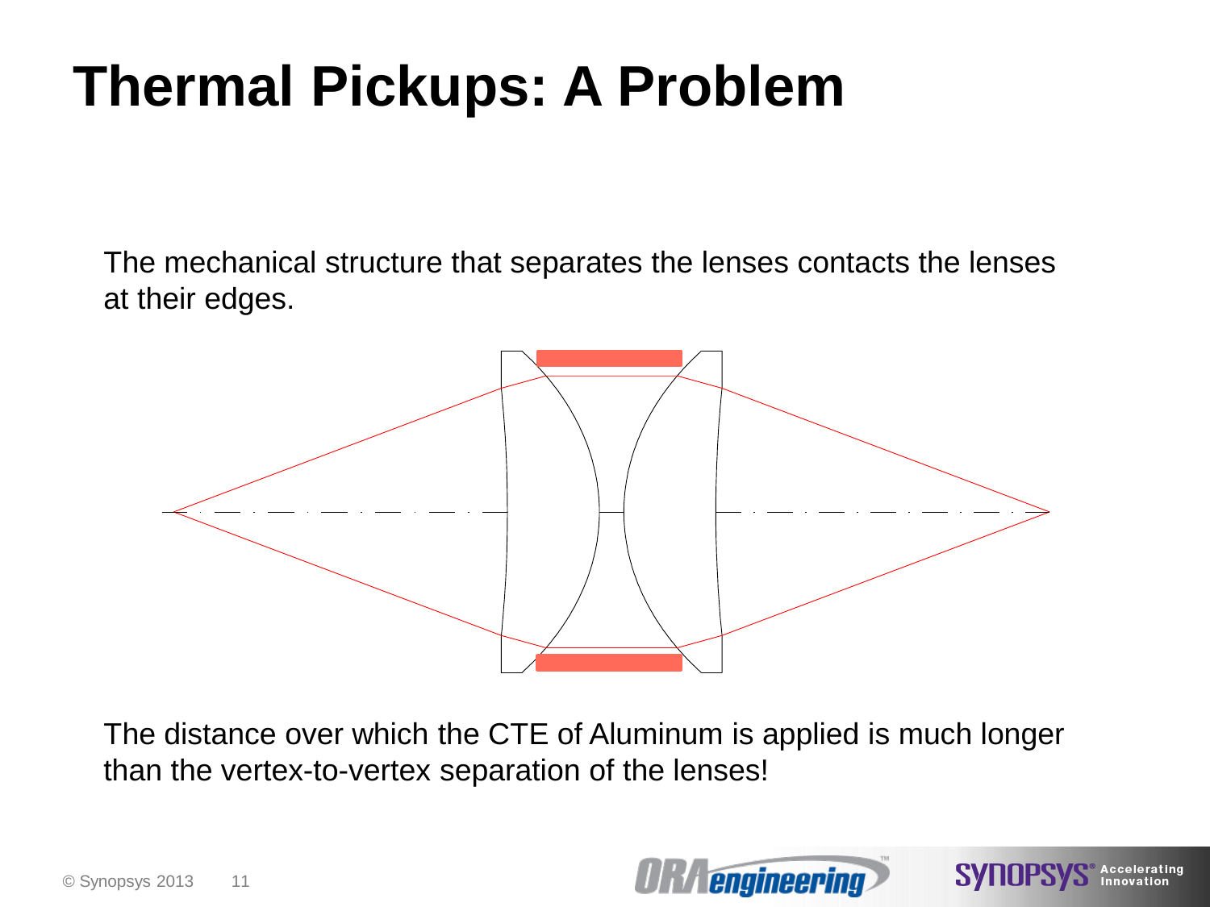# Thermal Pickups: A Problem

The mechanical structure that separates the lenses contacts the lenses at their edges.

The distance over which the CTE of Aluminum is applied is much longer than the vertex-to-vertex separation of the lenses!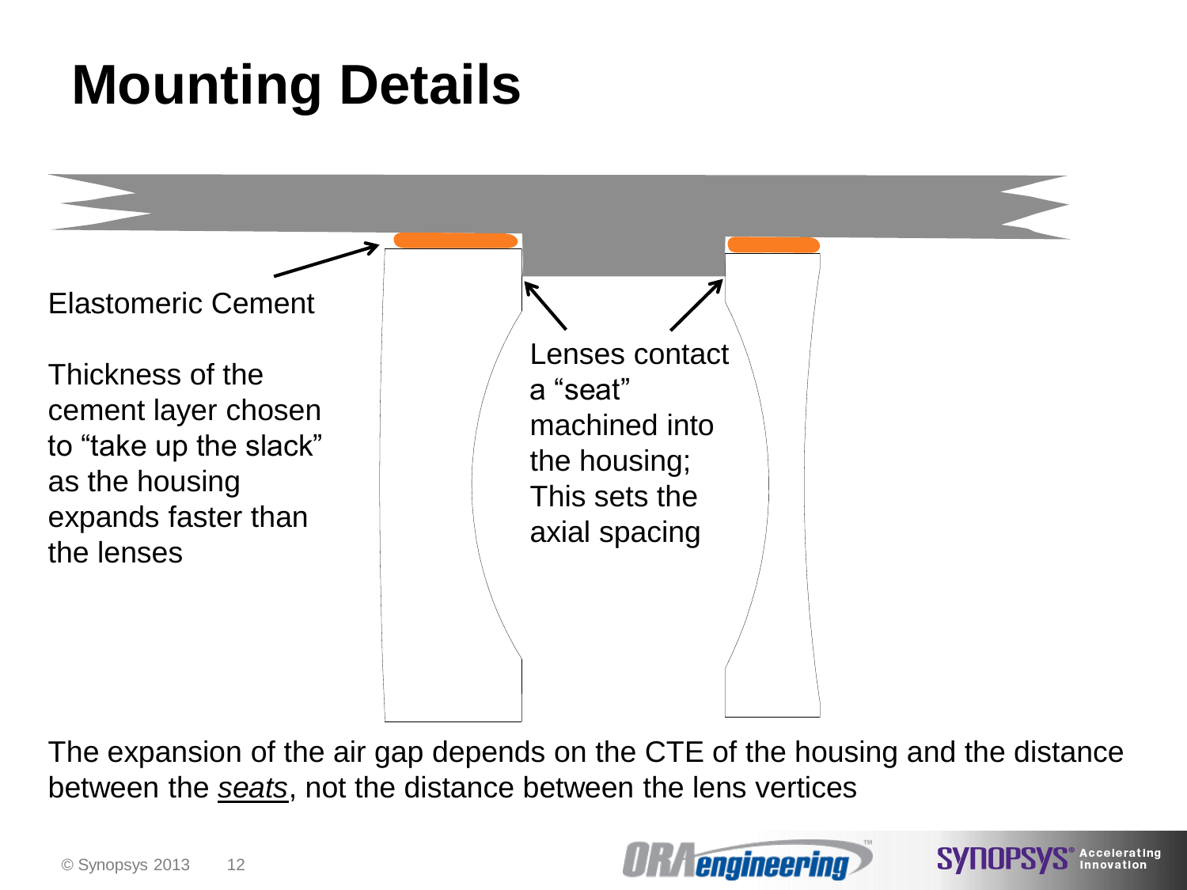# Mounting Details

Elastomeric Cement

Thickness of the cement layer chosen to "take up the slack" as the housing expands faster than the lenses

Lenses contact a "seat" machined into the housing; This sets the axial spacing

The expansion of the air gap depends on the CTE of the housing and the distance between the *seats*, not the distance between the lens vertices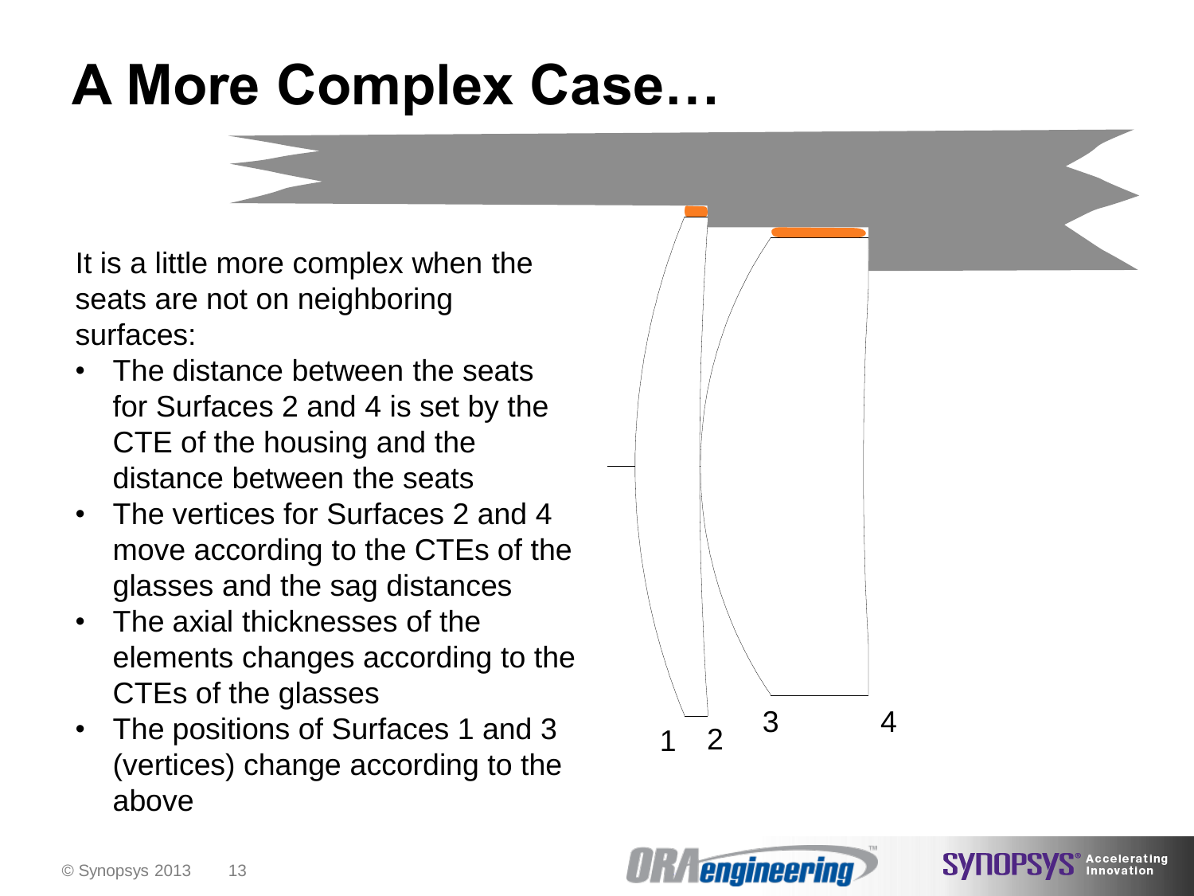# A More Complex Case…

It is a little more complex when the seats are not on neighboring surfaces:

- The distance between the seats for Surfaces 2 and 4 is set by the CTE of the housing and the distance between the seats
- The vertices for Surfaces 2 and 4 move according to the CTEs of the glasses and the sag distances
- The axial thicknesses of the elements changes according to the CTEs of the glasses
- The positions of Surfaces 1 and 3 (vertices) change according to the above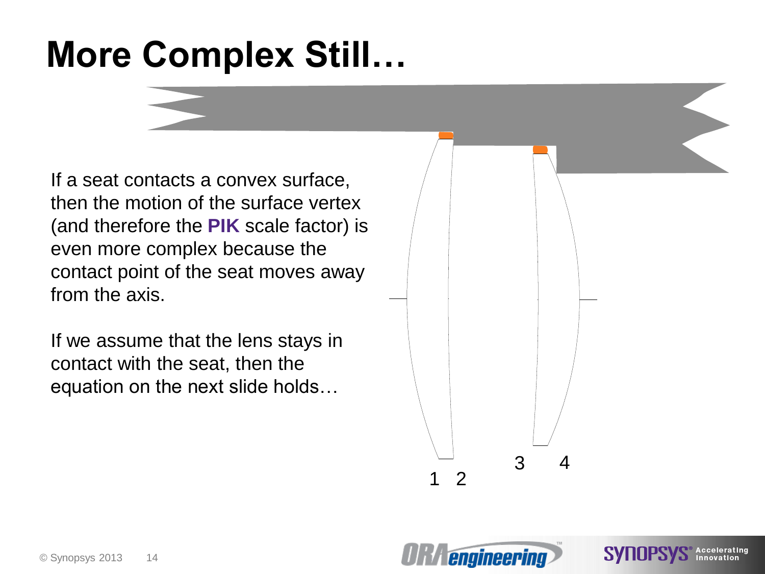# More Complex Still…

If a seat contacts a convex surface, then the motion of the surface vertex (and therefore the **PIK** scale factor) is even more complex because the contact point of the seat moves away from the axis.

If we assume that the lens stays in contact with the seat, then the equation on the next slide holds…

1 2 3 4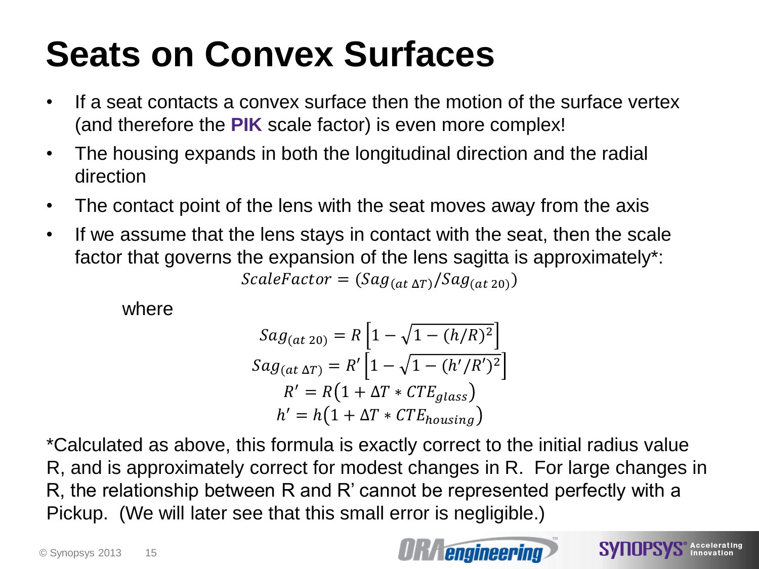# Seats on Convex Surfaces

- If a seat contacts a convex surface then the motion of the surface vertex (and therefore the **PIK** scale factor) is even more complex!
- The housing expands in both the longitudinal direction and the radial direction
- The contact point of the lens with the seat moves away from the axis
- If we assume that the lens stays in contact with the seat, then the scale factor that governs the expansion of the lens sagitta is approximately*:

$$ScaleFactor = (Sag_{(at\ \Delta T)}/Sag_{(at\ 20)})$$

where

$$Sag_{(at\ 20)} = R\left[1 - \sqrt{1 - (h/R)^2}\right]$$

$$Sag_{(at\ \Delta T)} = R'\left[1 - \sqrt{1 - (h'/R')^2}\right]$$

$$R' = R\left(1 + \Delta T * CTE_{glass}\right)$$

$$h' = h\left(1 + \Delta T * CTE_{housing}\right)$$

*Calculated as above, this formula is exactly correct to the initial radius value R, and is approximately correct for modest changes in R. For large changes in R, the relationship between R and R' cannot be represented perfectly with a Pickup. (We will later see that this small error is negligible.)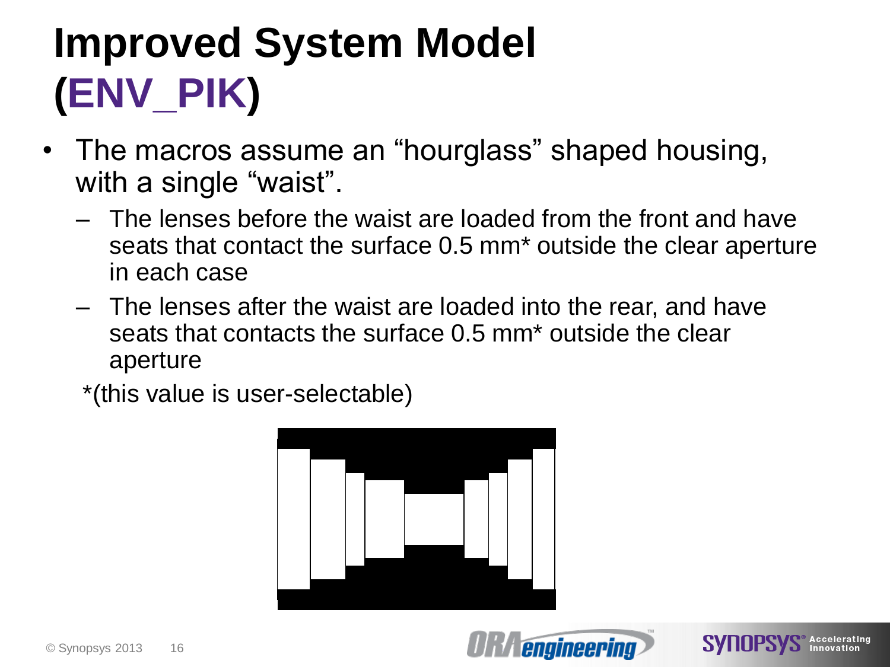# Improved System Model (ENV_PIK)

- The macros assume an “hourglass” shaped housing, with a single “waist”.
  - The lenses before the waist are loaded from the front and have seats that contact the surface 0.5 mm* outside the clear aperture in each case
  - The lenses after the waist are loaded into the rear, and have seats that contacts the surface 0.5 mm* outside the clear aperture

  *(this value is user-selectable)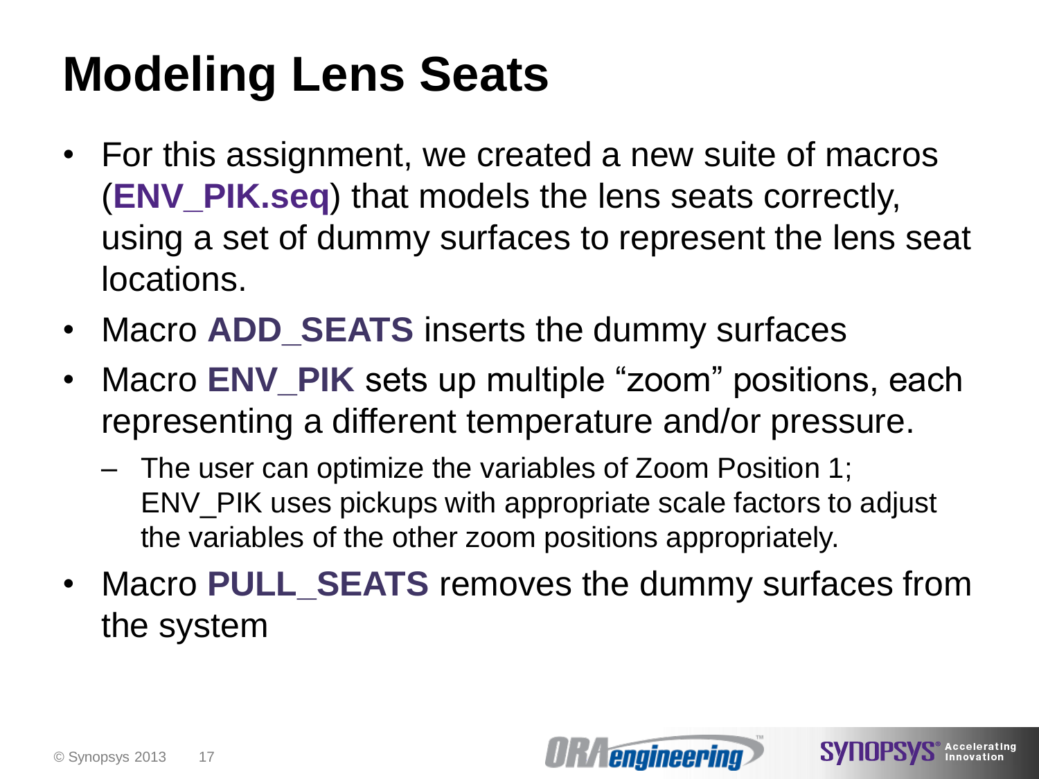# Modeling Lens Seats

- For this assignment, we created a new suite of macros (**ENV_PIK.seq**) that models the lens seats correctly, using a set of dummy surfaces to represent the lens seat locations.
- Macro **ADD_SEATS** inserts the dummy surfaces
- Macro **ENV_PIK** sets up multiple "zoom" positions, each representing a different temperature and/or pressure.
  - The user can optimize the variables of Zoom Position 1; ENV_PIK uses pickups with appropriate scale factors to adjust the variables of the other zoom positions appropriately.
- Macro **PULL_SEATS** removes the dummy surfaces from the system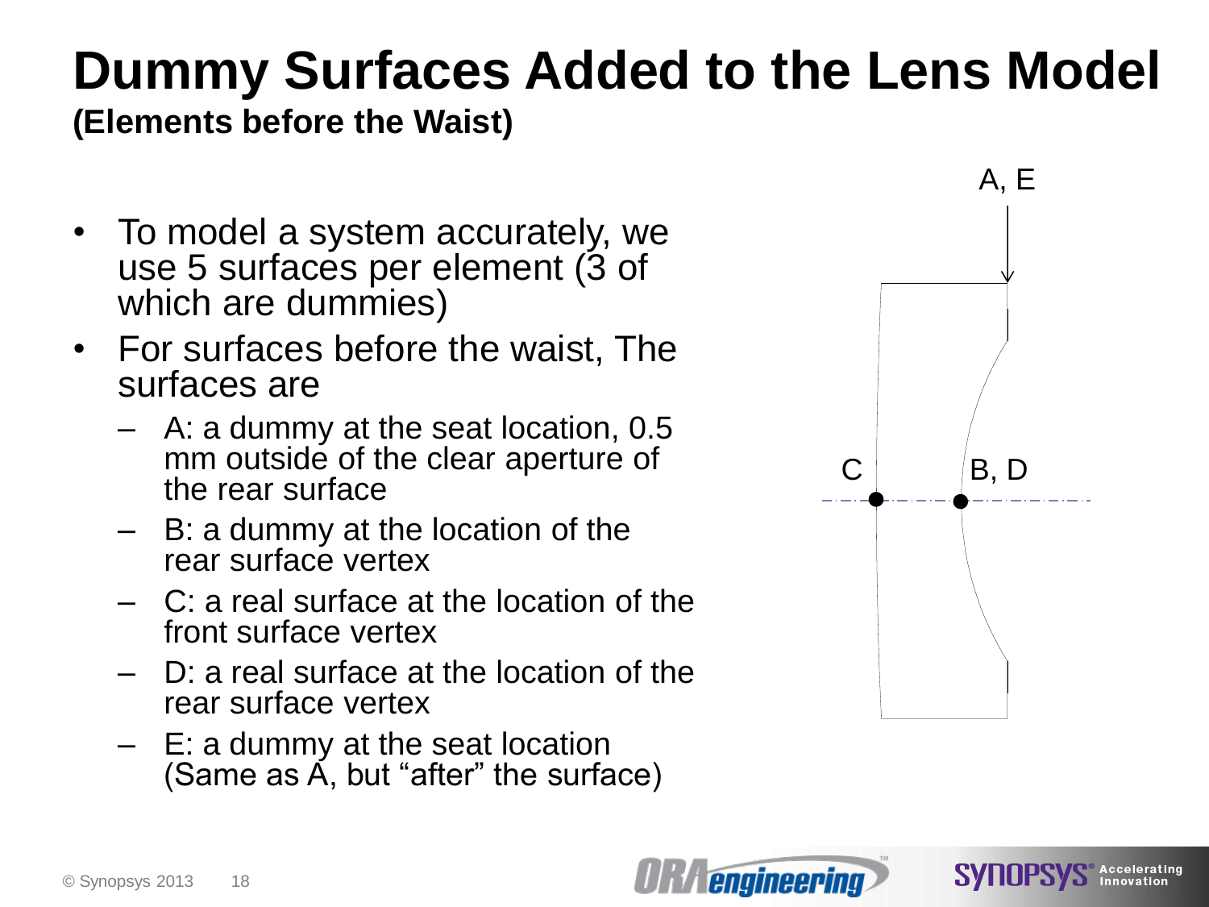# Dummy Surfaces Added to the Lens Model

**(Elements before the Waist)**

- To model a system accurately, we use 5 surfaces per element (3 of which are dummies)
- For surfaces before the waist, The surfaces are
  - A: a dummy at the seat location, 0.5 mm outside of the clear aperture of the rear surface
  - B: a dummy at the location of the rear surface vertex
  - C: a real surface at the location of the front surface vertex
  - D: a real surface at the location of the rear surface vertex
  - E: a dummy at the seat location (Same as A, but "after" the surface)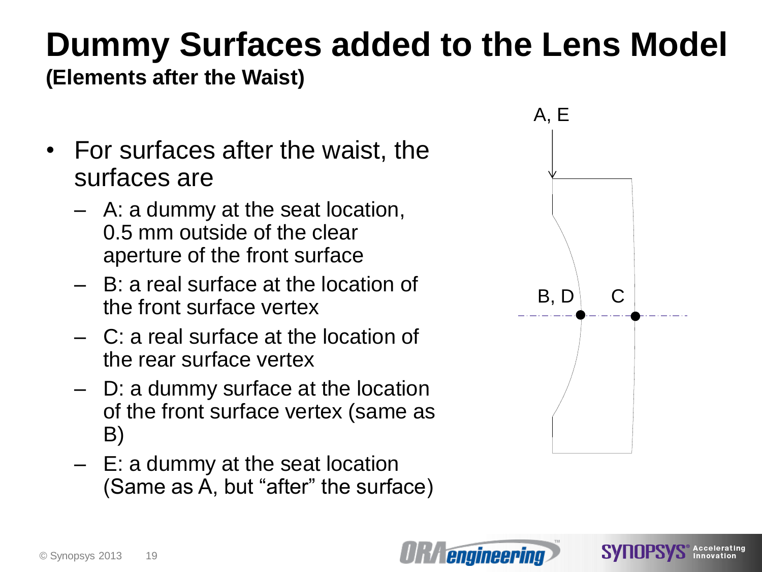# Dummy Surfaces added to the Lens Model

**(Elements after the Waist)**

- For surfaces after the waist, the surfaces are
  - A: a dummy at the seat location, 0.5 mm outside of the clear aperture of the front surface
  - B: a real surface at the location of the front surface vertex
  - C: a real surface at the location of the rear surface vertex
  - D: a dummy surface at the location of the front surface vertex (same as B)
  - E: a dummy at the seat location (Same as A, but "after" the surface)

A, E

B, D

C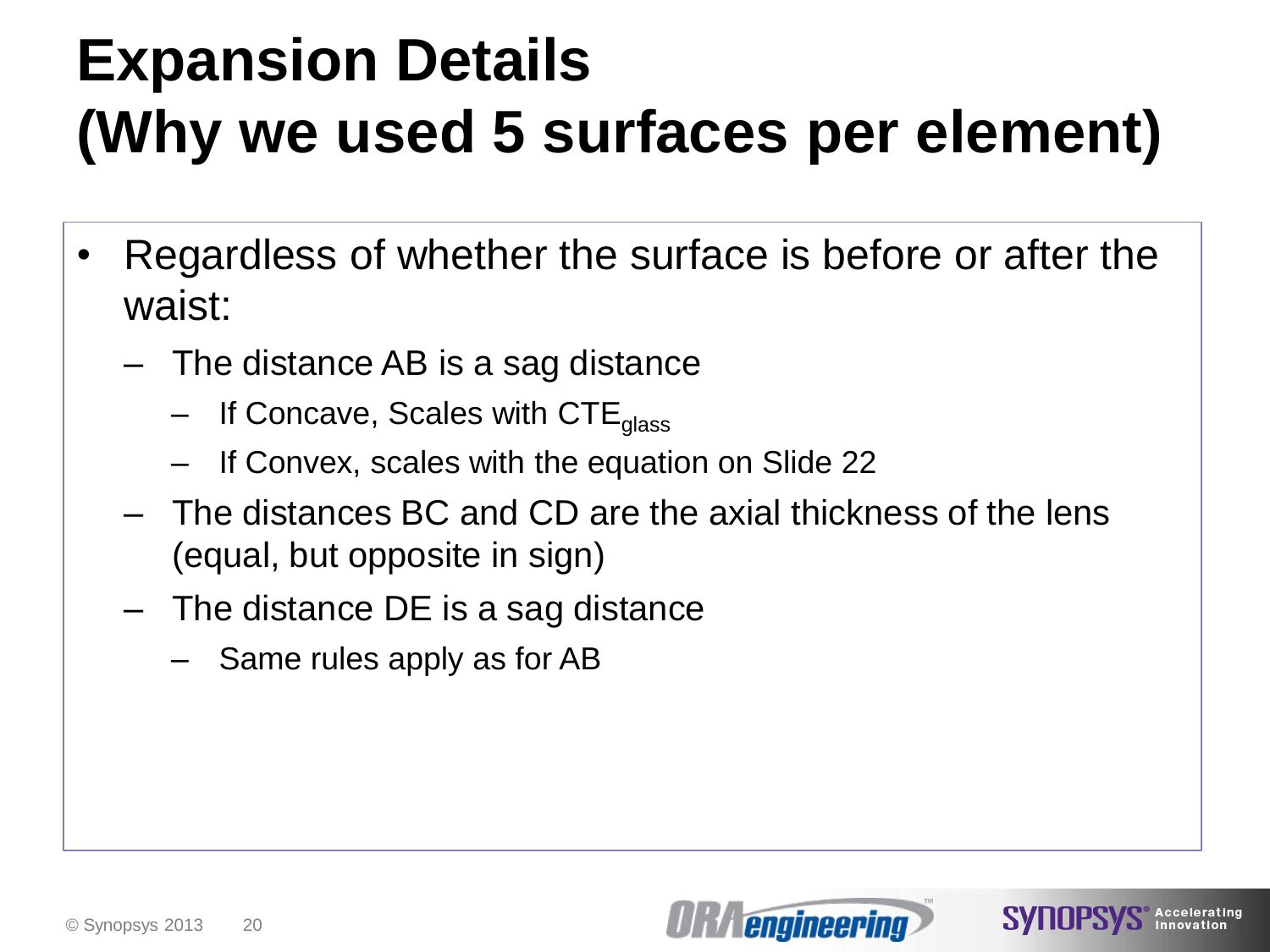# Expansion Details (Why we used 5 surfaces per element)

- Regardless of whether the surface is before or after the waist:
  - The distance AB is a sag distance
    - If Concave, Scales with $CTE_{glass}$
    - If Convex, scales with the equation on Slide 22
  - The distances BC and CD are the axial thickness of the lens (equal, but opposite in sign)
  - The distance DE is a sag distance
    - Same rules apply as for AB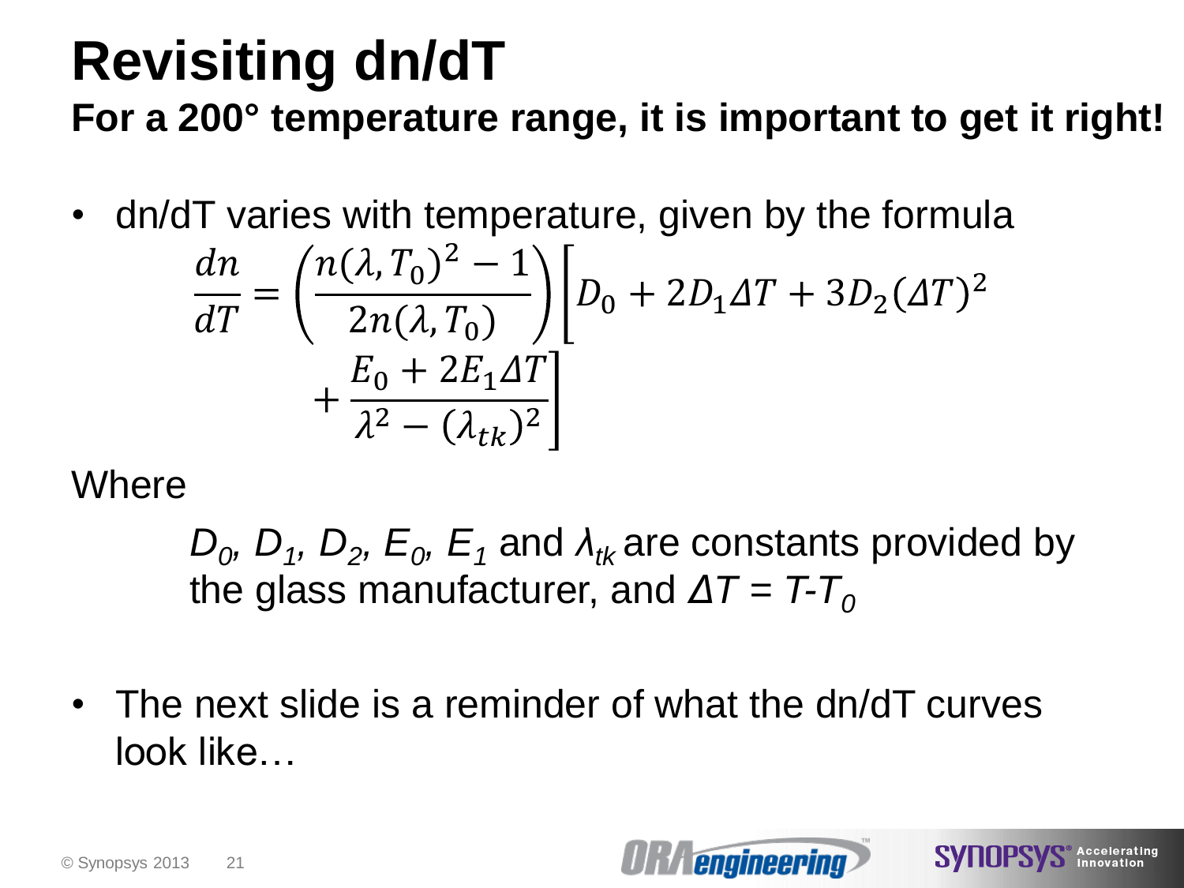# Revisiting dn/dT

**For a 200° temperature range, it is important to get it right!**

- dn/dT varies with temperature, given by the formula

$$\frac{dn}{dT} = \left(\frac{n(\lambda, T_0)^2 - 1}{2n(\lambda, T_0)}\right)\left[D_0 + 2D_1\Delta T + 3D_2(\Delta T)^2 + \frac{E_0 + 2E_1\Delta T}{\lambda^2 - (\lambda_{tk})^2}\right]$$

Where

$D_0$, $D_1$, $D_2$, $E_0$, $E_1$ and $\lambda_{tk}$ are constants provided by the glass manufacturer, and $\Delta T = T - T_0$

- The next slide is a reminder of what the dn/dT curves look like…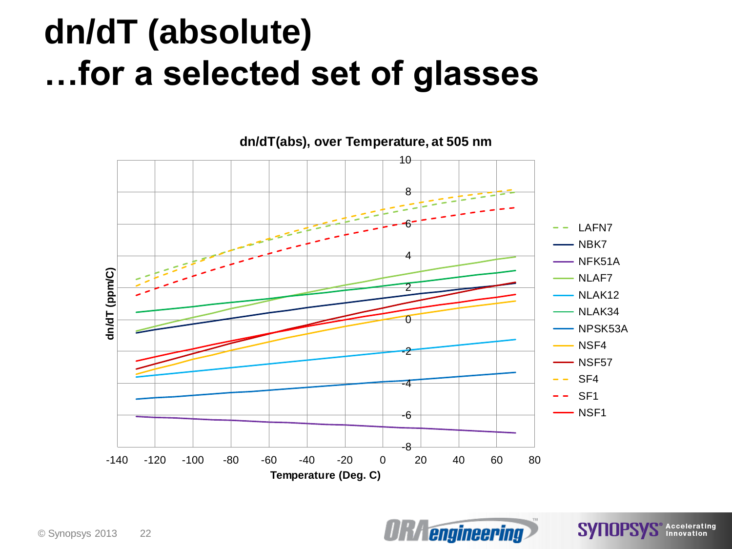# dn/dT (absolute)
# …for a selected set of glasses

**dn/dT(abs), over Temperature, at 505 nm**

dn/dT (ppm/C)

Temperature (Deg. C)

- LAFN7
- NBK7
- NFK51A
- NLAF7
- NLAK12
- NLAK34
- NPSK53A
- NSF4
- NSF57
- SF4
- SF1
- NSF1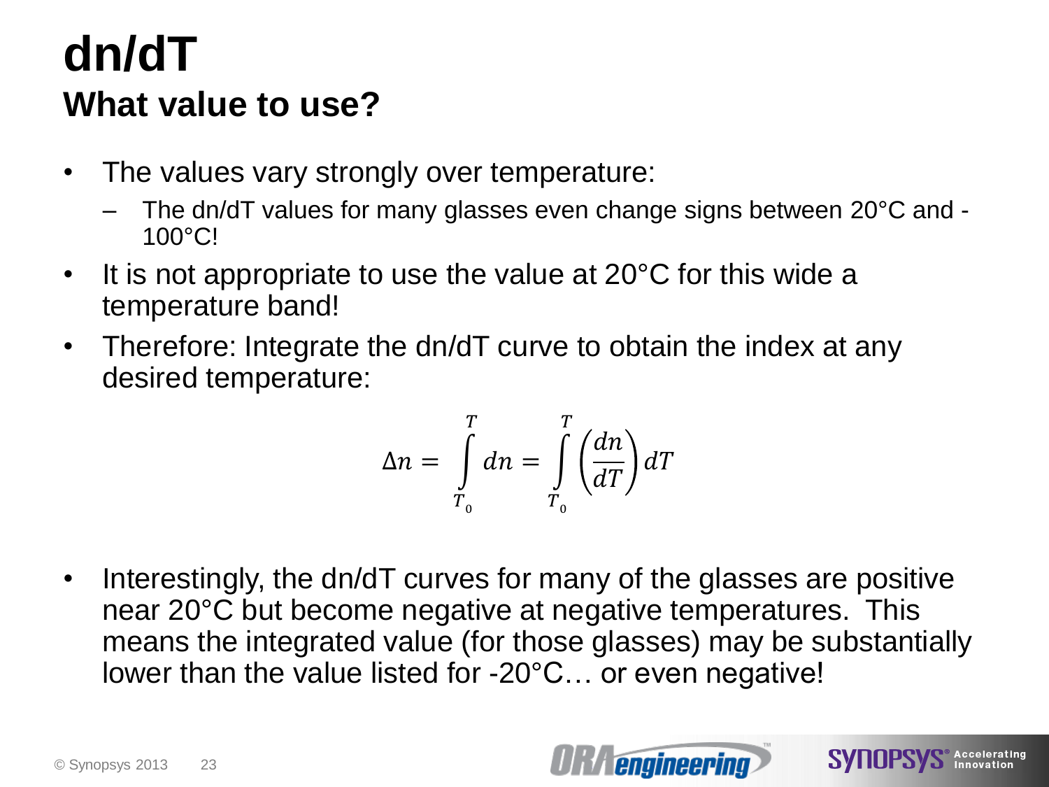# dn/dT

## What value to use?

- The values vary strongly over temperature:
  - The dn/dT values for many glasses even change signs between 20°C and -100°C!
- It is not appropriate to use the value at 20°C for this wide a temperature band!
- Therefore: Integrate the dn/dT curve to obtain the index at any desired temperature:

$$\Delta n = \int_{T_0}^{T} dn = \int_{T_0}^{T} \left( \frac{dn}{dT} \right) dT$$

- Interestingly, the dn/dT curves for many of the glasses are positive near 20°C but become negative at negative temperatures. This means the integrated value (for those glasses) may be substantially lower than the value listed for -20°C… or even negative!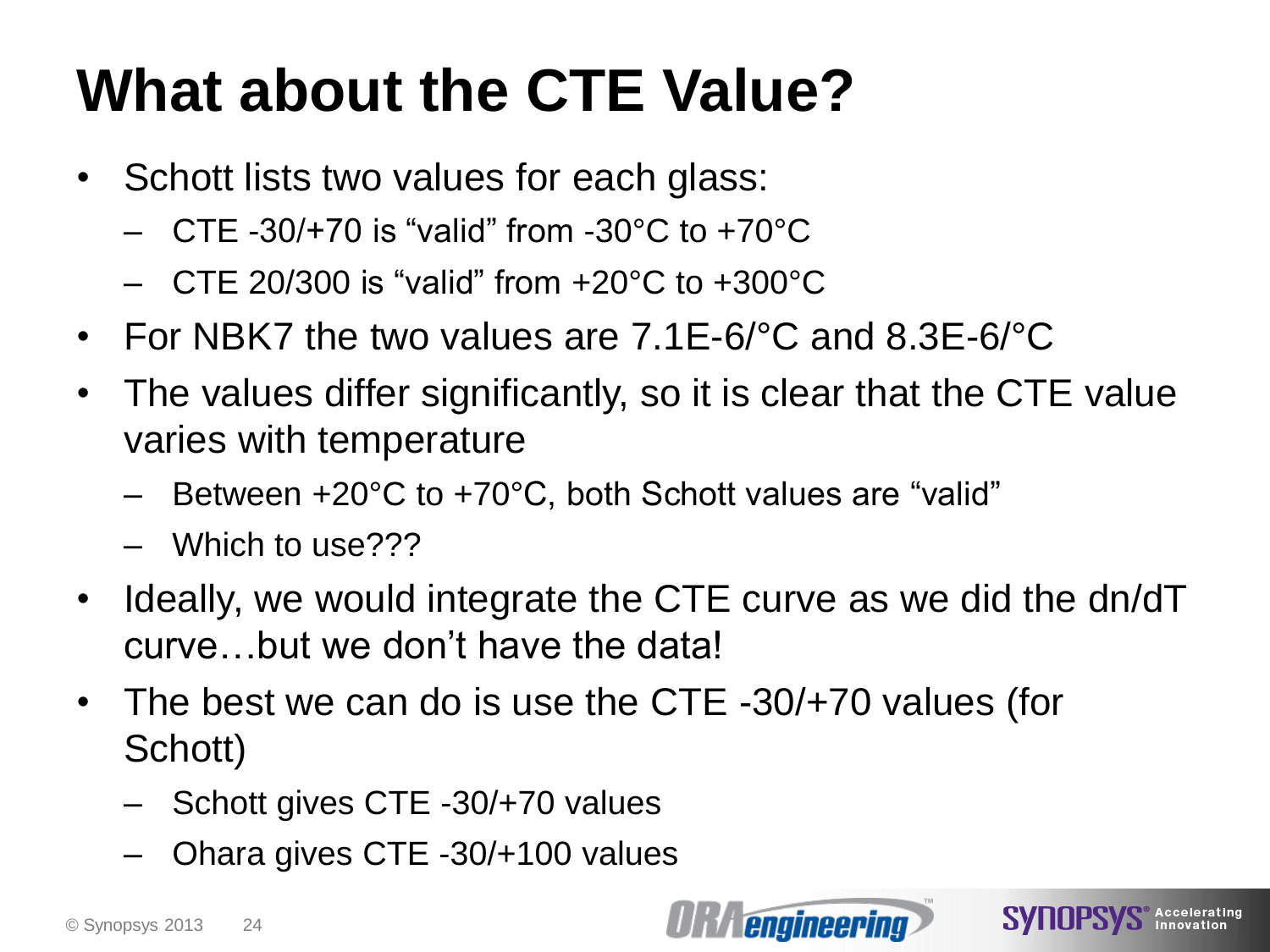# What about the CTE Value?

- Schott lists two values for each glass:
  - CTE -30/+70 is "valid" from -30°C to +70°C
  - CTE 20/300 is "valid" from +20°C to +300°C
- For NBK7 the two values are 7.1E-6/°C and 8.3E-6/°C
- The values differ significantly, so it is clear that the CTE value varies with temperature
  - Between +20°C to +70°C, both Schott values are "valid"
  - Which to use???
- Ideally, we would integrate the CTE curve as we did the dn/dT curve…but we don't have the data!
- The best we can do is use the CTE -30/+70 values (for Schott)
  - Schott gives CTE -30/+70 values
  - Ohara gives CTE -30/+100 values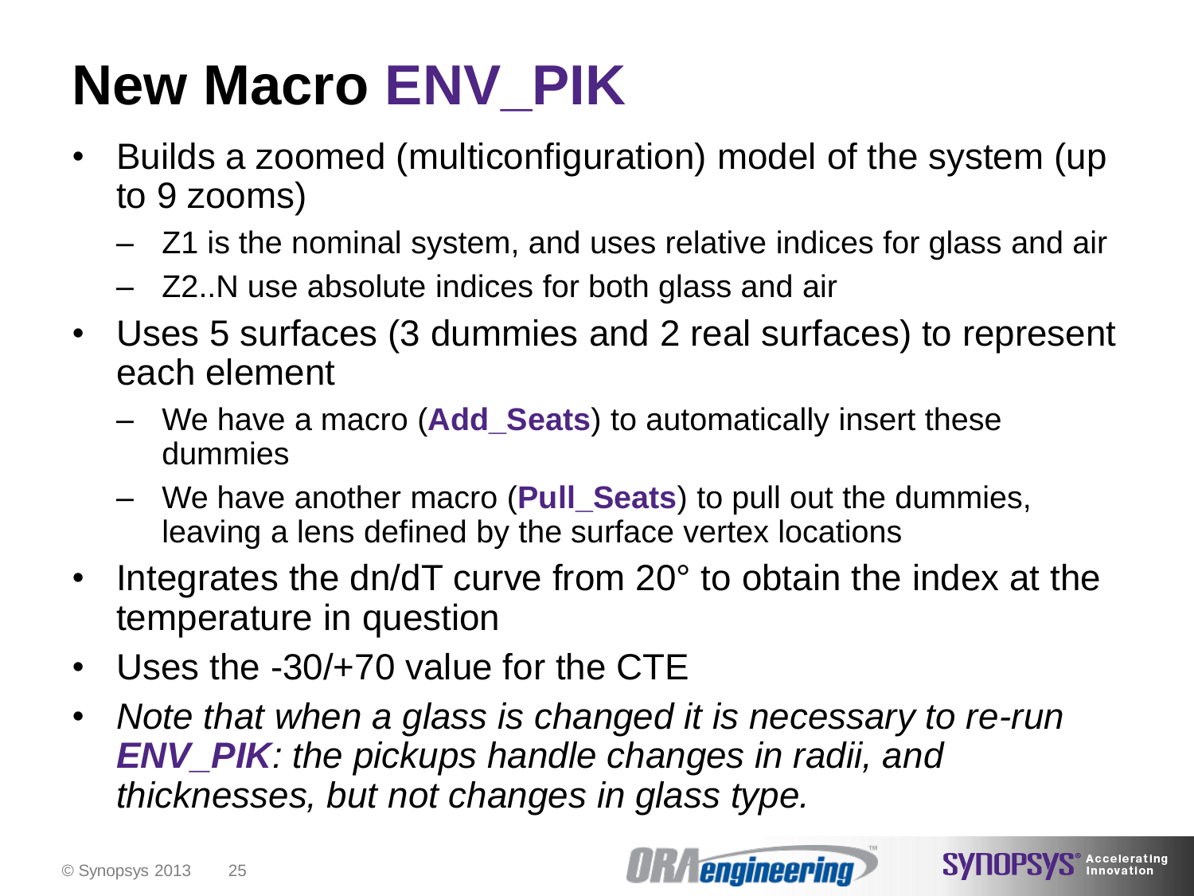# New Macro **ENV_PIK**

- Builds a zoomed (multiconfiguration) model of the system (up to 9 zooms)
  - Z1 is the nominal system, and uses relative indices for glass and air
  - Z2..N use absolute indices for both glass and air
- Uses 5 surfaces (3 dummies and 2 real surfaces) to represent each element
  - We have a macro (**Add_Seats**) to automatically insert these dummies
  - We have another macro (**Pull_Seats**) to pull out the dummies, leaving a lens defined by the surface vertex locations
- Integrates the dn/dT curve from 20° to obtain the index at the temperature in question
- Uses the -30/+70 value for the CTE
- *Note that when a glass is changed it is necessary to re-run **ENV_PIK**: the pickups handle changes in radii, and thicknesses, but not changes in glass type.*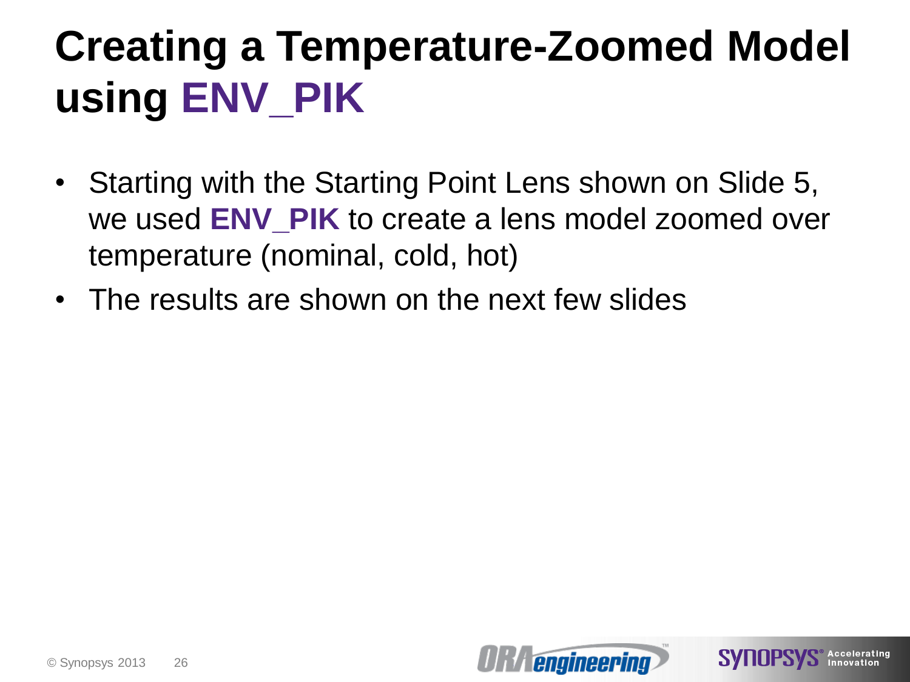# Creating a Temperature-Zoomed Model using **ENV_PIK**

- Starting with the Starting Point Lens shown on Slide 5, we used **ENV_PIK** to create a lens model zoomed over temperature (nominal, cold, hot)
- The results are shown on the next few slides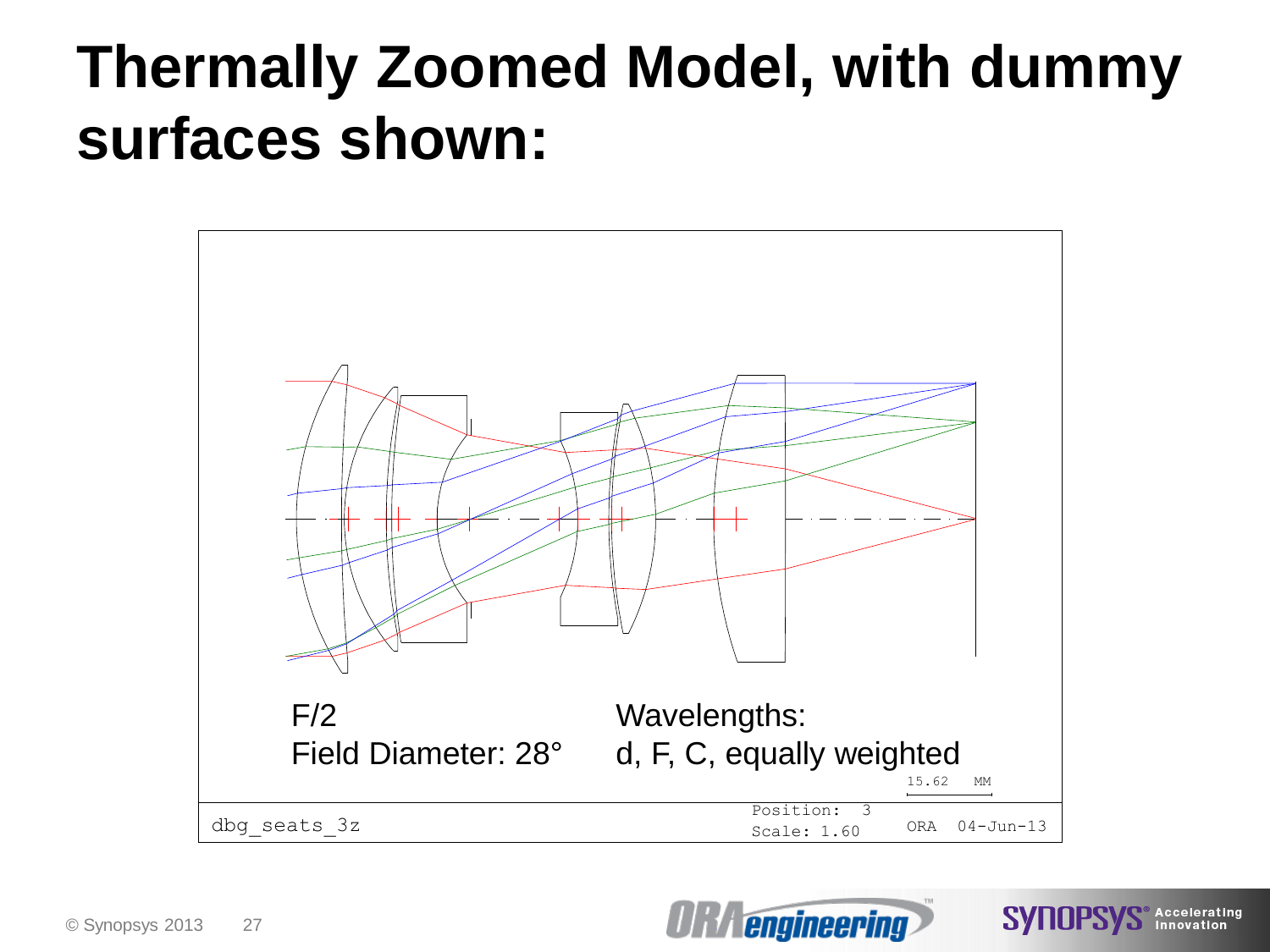# Thermally Zoomed Model, with dummy surfaces shown:

F/2

Field Diameter: 28°

Wavelengths:

d, F, C, equally weighted

15.62 MM

dbg_seats_3z

Position: 3

Scale: 1.60

ORA 04-Jun-13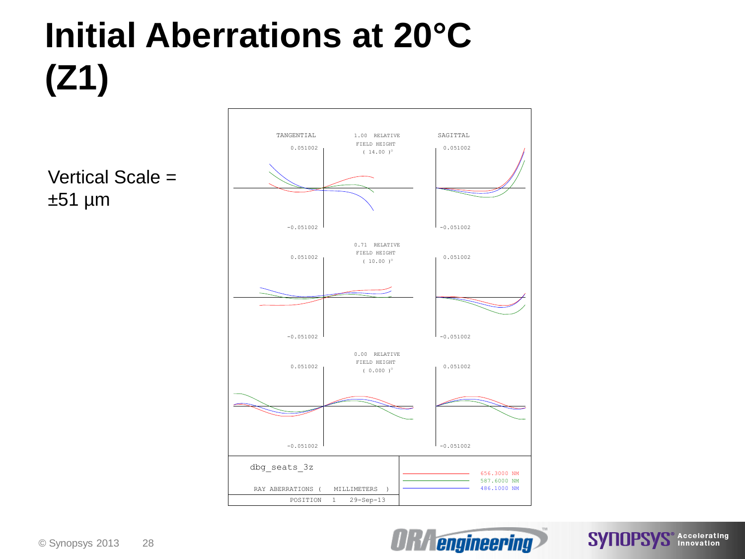# Initial Aberrations at 20°C (Z1)

Vertical Scale = ±51 µm

TANGENTIAL

1.00 RELATIVE FIELD HEIGHT ( 14.00 )°

SAGITTAL

0.051002

-0.051002

0.71 RELATIVE FIELD HEIGHT ( 10.00 )°

0.00 RELATIVE FIELD HEIGHT ( 0.000 )°

dbg_seats_3z

RAY ABERRATIONS ( MILLIMETERS )

POSITION 1 29-Sep-13

656.3000 NM
587.6000 NM
486.1000 NM

© Synopsys 2013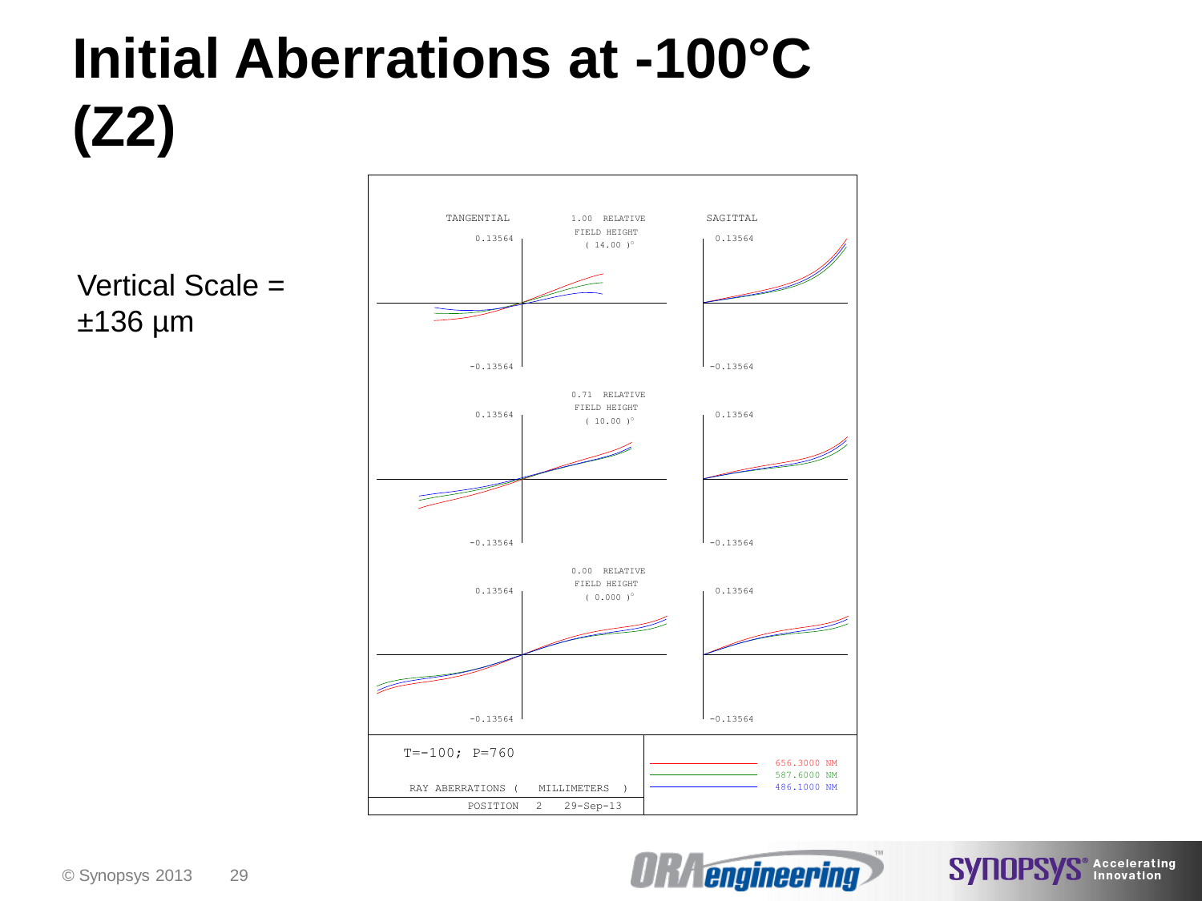# Initial Aberrations at -100°C (Z2)

Vertical Scale = ±136 µm

TANGENTIAL | 1.00 RELATIVE FIELD HEIGHT ( 14.00 )° | SAGITTAL

0.13564 / -0.13564

0.71 RELATIVE FIELD HEIGHT ( 10.00 )°

0.13564 / -0.13564

0.00 RELATIVE FIELD HEIGHT ( 0.000 )°

0.13564 / -0.13564

T=-100; P=760

RAY ABERRATIONS ( MILLIMETERS )

POSITION 2 29-Sep-13

656.3000 NM
587.6000 NM
486.1000 NM

© Synopsys 2013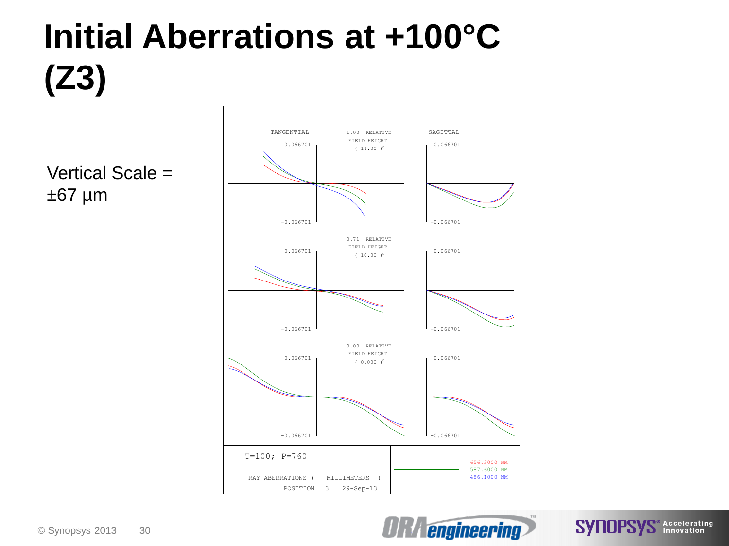# Initial Aberrations at +100°C (Z3)

Vertical Scale = ±67 µm

TANGENTIAL | 1.00 RELATIVE FIELD HEIGHT ( 14.00 )° | SAGITTAL

0.066701 | 0.066701

-0.066701 | -0.066701

0.71 RELATIVE FIELD HEIGHT ( 10.00 )°

0.066701 | 0.066701

-0.066701 | -0.066701

0.00 RELATIVE FIELD HEIGHT ( 0.000 )°

0.066701 | 0.066701

-0.066701 | -0.066701

T=100; P=760

RAY ABERRATIONS ( MILLIMETERS )

POSITION 3 29-Sep-13

656.3000 NM
587.6000 NM
486.1000 NM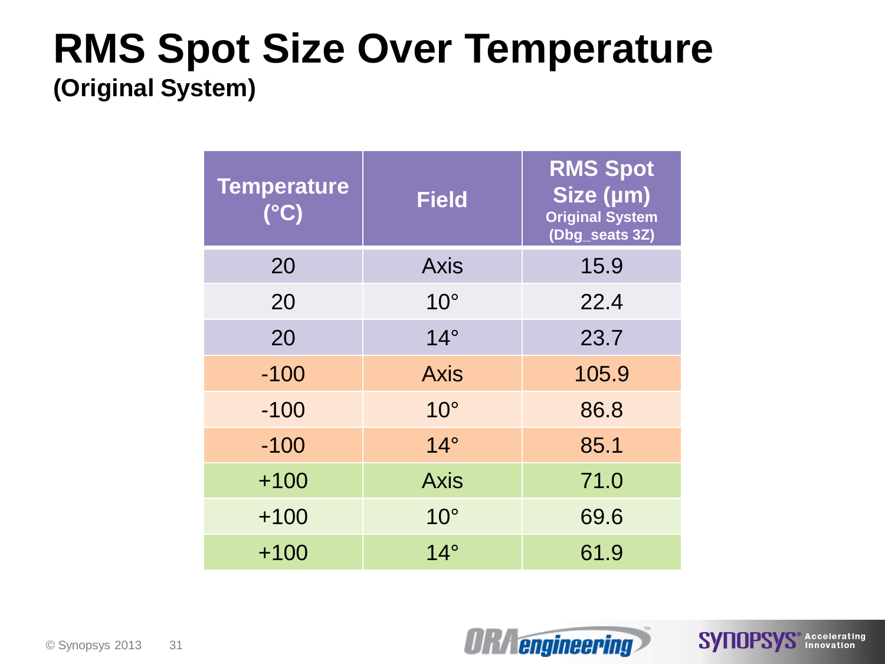# RMS Spot Size Over Temperature

**(Original System)**

| Temperature (°C) | Field | RMS Spot Size (µm) Original System (Dbg_seats 3Z) |
|---|---|---|
| 20 | Axis | 15.9 |
| 20 | 10° | 22.4 |
| 20 | 14° | 23.7 |
| -100 | Axis | 105.9 |
| -100 | 10° | 86.8 |
| -100 | 14° | 85.1 |
| +100 | Axis | 71.0 |
| +100 | 10° | 69.6 |
| +100 | 14° | 61.9 |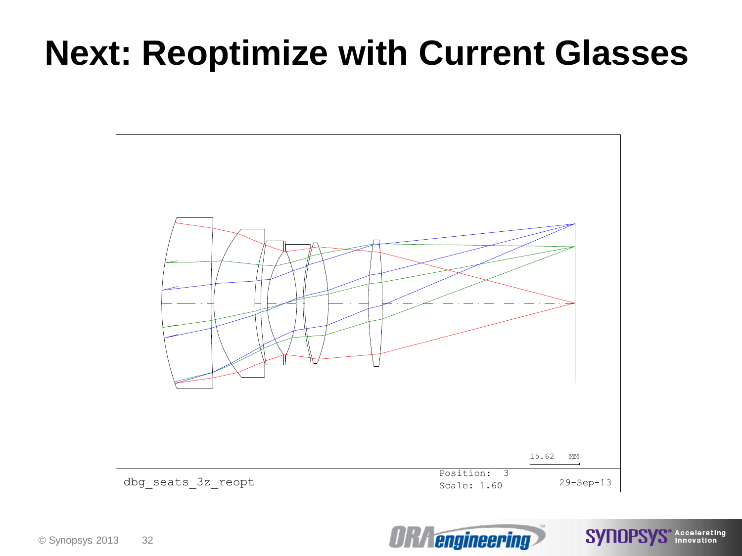# Next: Reoptimize with Current Glasses

15.62 MM

dbg_seats_3z_reopt

Position: 3

Scale: 1.60

29-Sep-13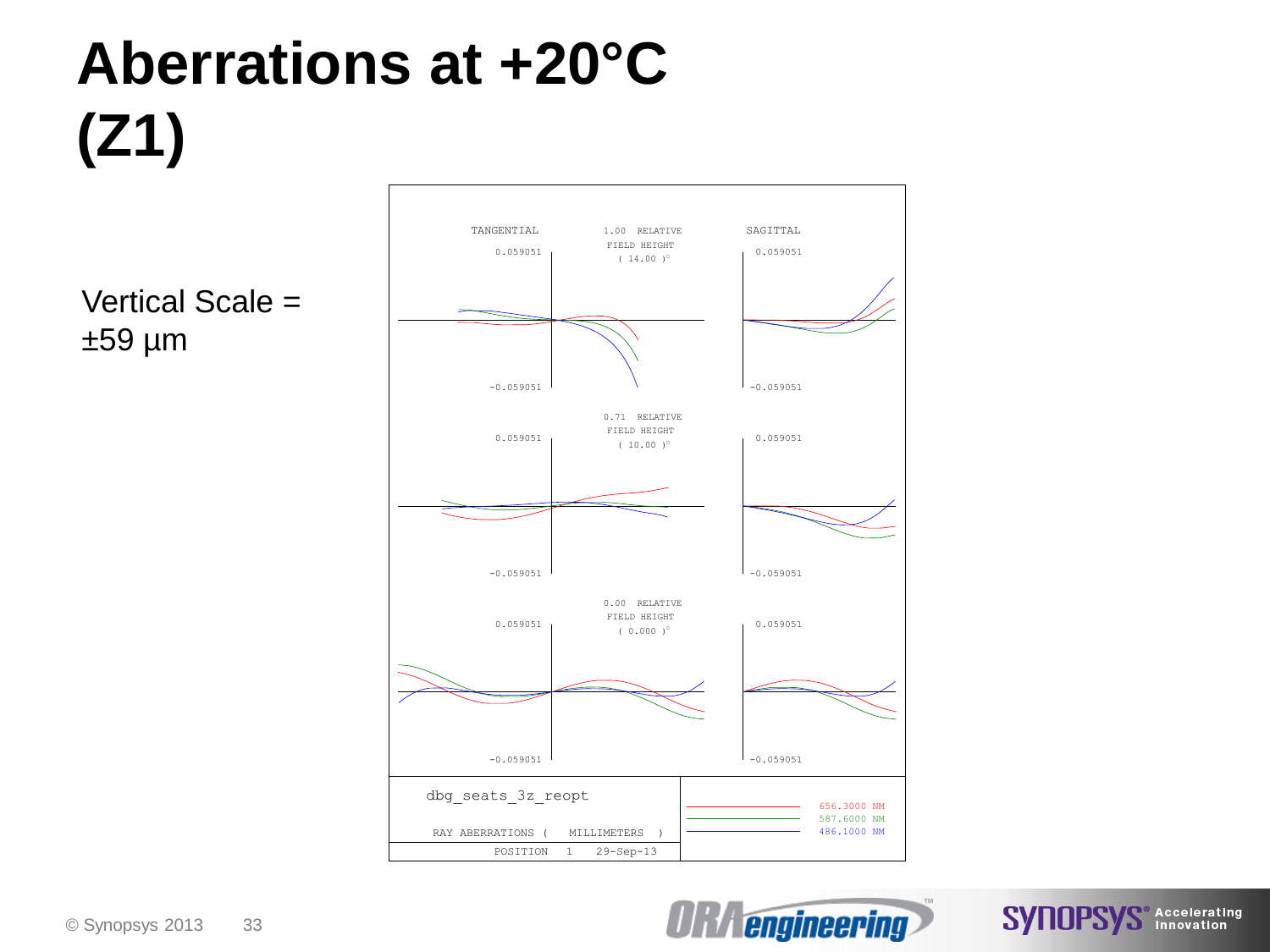# Aberrations at +20°C (Z1)

Vertical Scale = ±59 µm

TANGENTIAL | 1.00 RELATIVE FIELD HEIGHT ( 14.00 )° | SAGITTAL

0.059051

-0.059051

0.71 RELATIVE FIELD HEIGHT ( 10.00 )°

0.059051

-0.059051

0.00 RELATIVE FIELD HEIGHT ( 0.000 )°

0.059051

-0.059051

dbg_seats_3z_reopt

RAY ABERRATIONS ( MILLIMETERS )

POSITION 1 29-Sep-13

656.3000 NM
587.6000 NM
486.1000 NM

© Synopsys 2013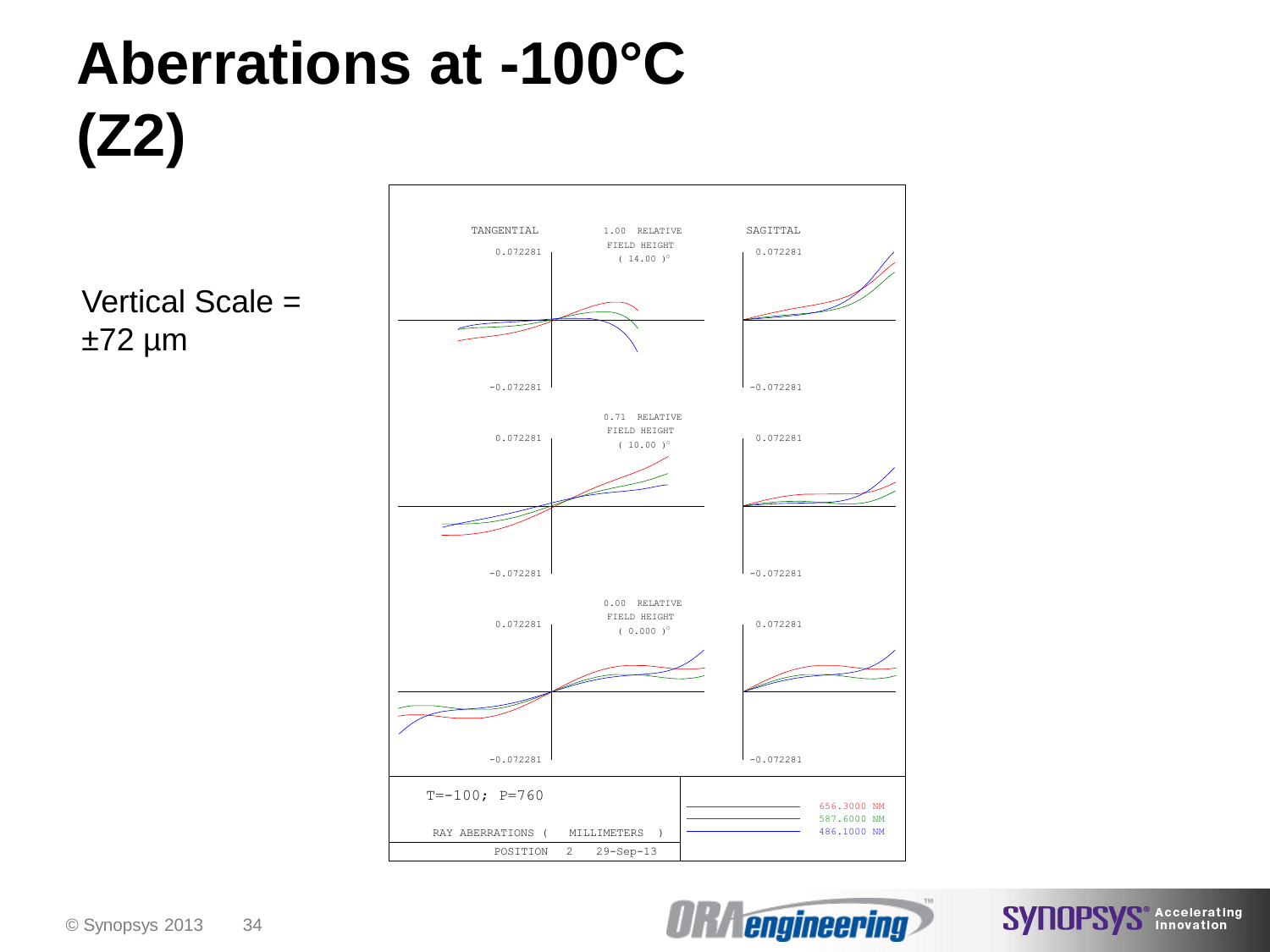# Aberrations at -100°C (Z2)

Vertical Scale = ±72 µm

TANGENTIAL | 1.00 RELATIVE FIELD HEIGHT ( 14.00 )° | SAGITTAL

0.072281

-0.072281

0.71 RELATIVE FIELD HEIGHT ( 10.00 )°

0.072281

-0.072281

0.00 RELATIVE FIELD HEIGHT ( 0.000 )°

0.072281

-0.072281

T=-100; P=760

RAY ABERRATIONS ( MILLIMETERS )

POSITION 2 29-Sep-13

656.3000 NM
587.6000 NM
486.1000 NM

© Synopsys 2013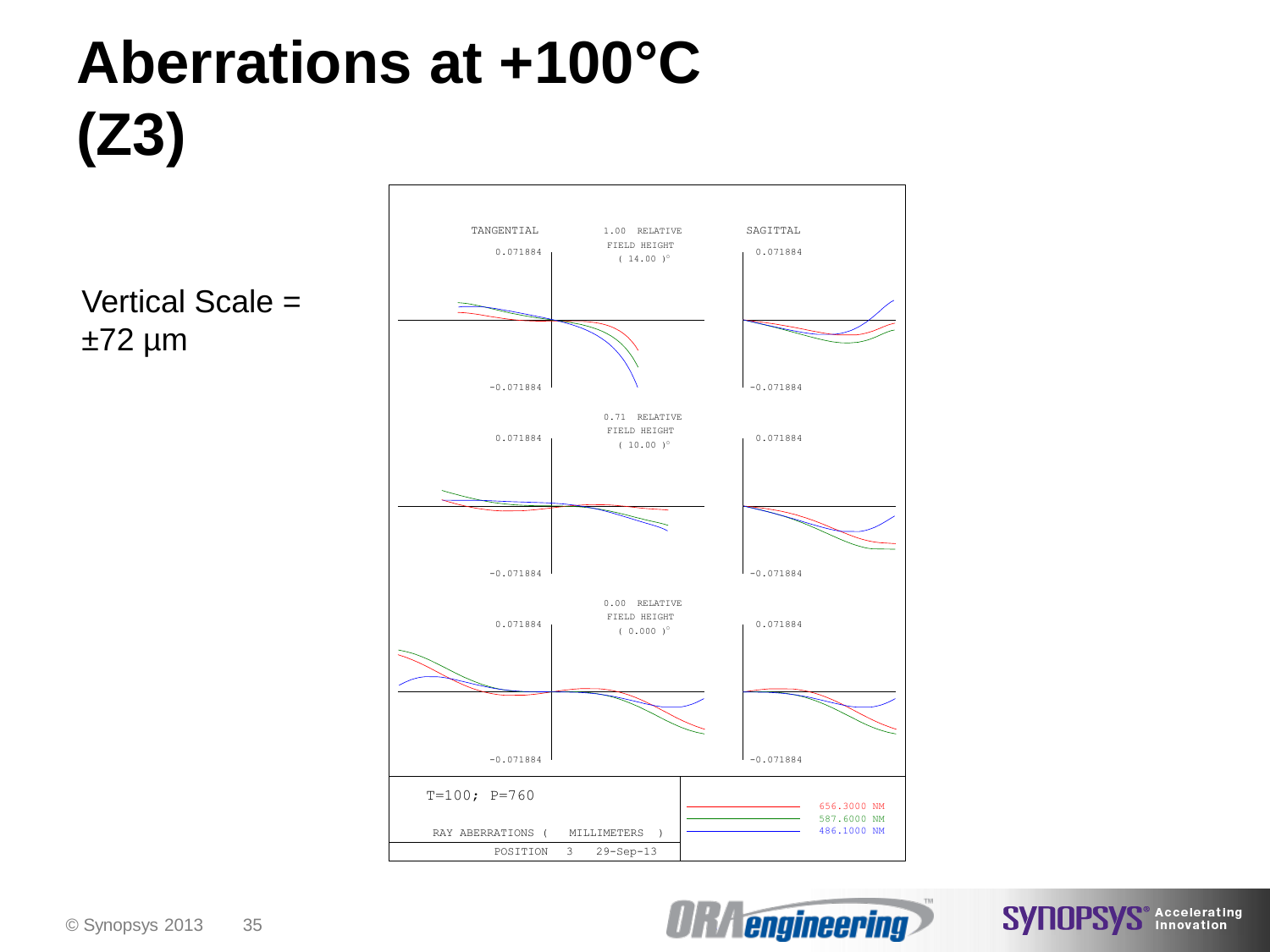# Aberrations at +100°C (Z3)

Vertical Scale = ±72 µm

TANGENTIAL

1.00 RELATIVE FIELD HEIGHT ( 14.00 )°

SAGITTAL

0.071884

-0.071884

0.71 RELATIVE FIELD HEIGHT ( 10.00 )°

0.00 RELATIVE FIELD HEIGHT ( 0.000 )°

T=100; P=760

RAY ABERRATIONS ( MILLIMETERS )

POSITION 3 29-Sep-13

656.3000 NM

587.6000 NM

486.1000 NM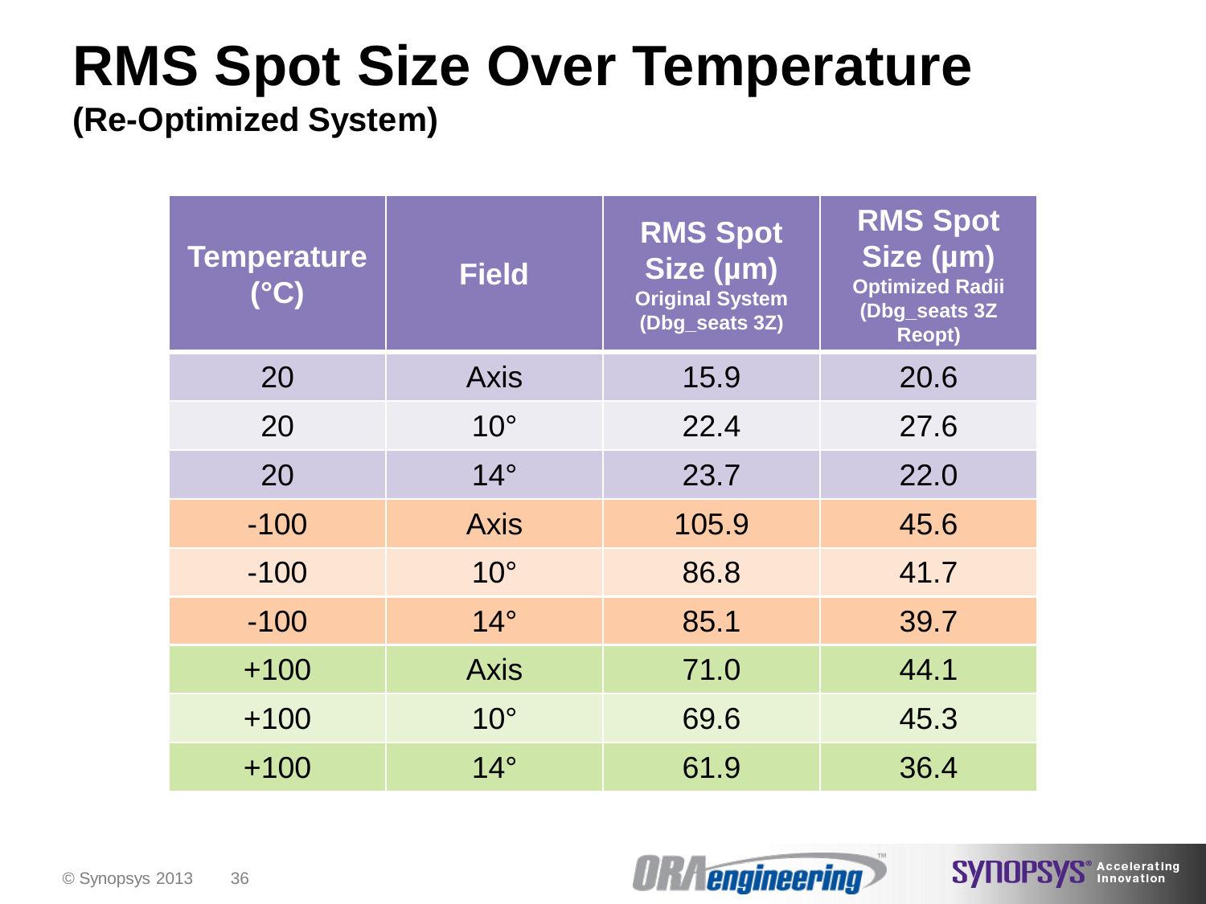# RMS Spot Size Over Temperature

**(Re-Optimized System)**

| Temperature (°C) | Field | RMS Spot Size (µm) Original System (Dbg_seats 3Z) | RMS Spot Size (µm) Optimized Radii (Dbg_seats 3Z Reopt) |
|---|---|---|---|
| 20 | Axis | 15.9 | 20.6 |
| 20 | 10° | 22.4 | 27.6 |
| 20 | 14° | 23.7 | 22.0 |
| -100 | Axis | 105.9 | 45.6 |
| -100 | 10° | 86.8 | 41.7 |
| -100 | 14° | 85.1 | 39.7 |
| +100 | Axis | 71.0 | 44.1 |
| +100 | 10° | 69.6 | 45.3 |
| +100 | 14° | 61.9 | 36.4 |

© Synopsys 2013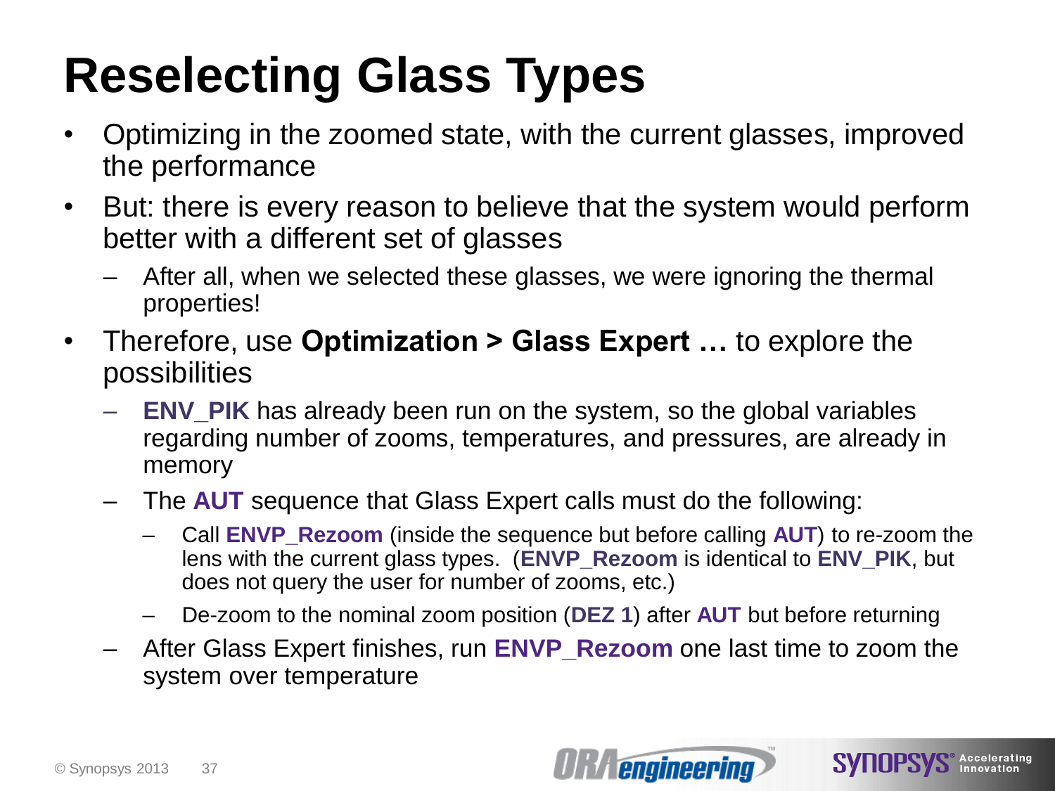# Reselecting Glass Types

- Optimizing in the zoomed state, with the current glasses, improved the performance
- But: there is every reason to believe that the system would perform better with a different set of glasses
  - After all, when we selected these glasses, we were ignoring the thermal properties!
- Therefore, use **Optimization > Glass Expert …** to explore the possibilities
  - **ENV_PIK** has already been run on the system, so the global variables regarding number of zooms, temperatures, and pressures, are already in memory
  - The **AUT** sequence that Glass Expert calls must do the following:
    - Call **ENVP_Rezoom** (inside the sequence but before calling **AUT**) to re-zoom the lens with the current glass types. (**ENVP_Rezoom** is identical to **ENV_PIK**, but does not query the user for number of zooms, etc.)
    - De-zoom to the nominal zoom position (**DEZ 1**) after **AUT** but before returning
  - After Glass Expert finishes, run **ENVP_Rezoom** one last time to zoom the system over temperature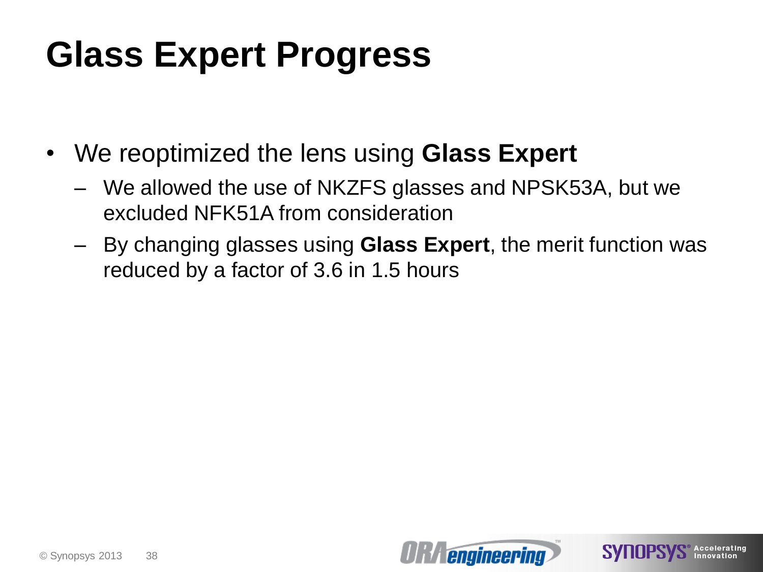# Glass Expert Progress

- We reoptimized the lens using **Glass Expert**
  - We allowed the use of NKZFS glasses and NPSK53A, but we excluded NFK51A from consideration
  - By changing glasses using **Glass Expert**, the merit function was reduced by a factor of 3.6 in 1.5 hours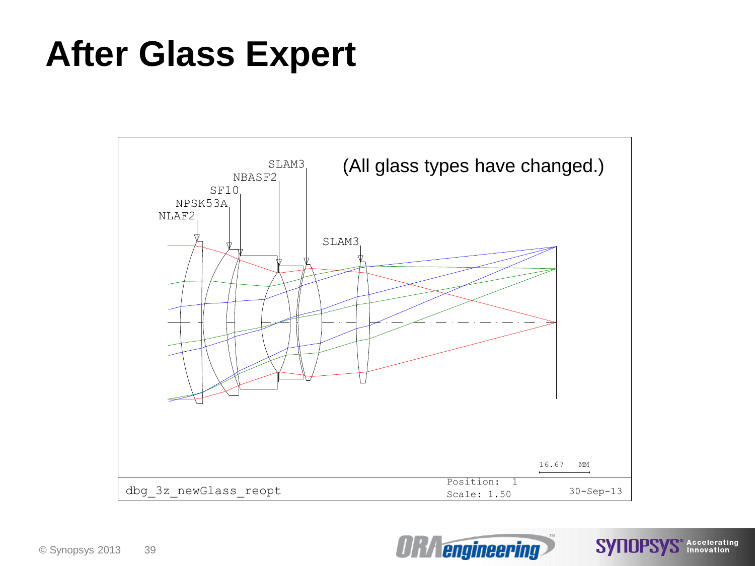# After Glass Expert

(All glass types have changed.)

NLAF2
NPSK53A
SF10
NBASF2
SLAM3
SLAM3

16.67 MM

dbg_3z_newGlass_reopt

Position: 1
Scale: 1.50

30-Sep-13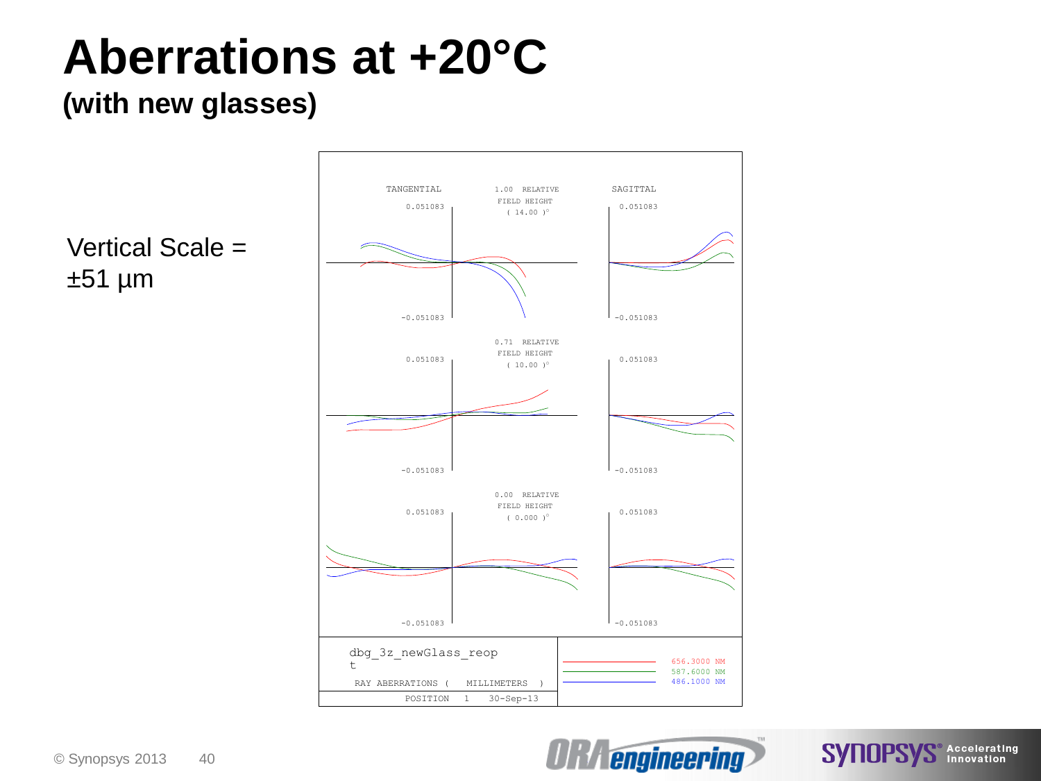# Aberrations at +20°C

## (with new glasses)

Vertical Scale = ±51 µm

TANGENTIAL | 1.00 RELATIVE FIELD HEIGHT ( 14.00 )° | SAGITTAL

0.51083 / -0.051083

0.71 RELATIVE FIELD HEIGHT ( 10.00 )°

0.00 RELATIVE FIELD HEIGHT ( 0.000 )°

dbg_3z_newGlass_reopt

RAY ABERRATIONS ( MILLIMETERS )

POSITION 1 30-Sep-13

656.3000 NM
587.6000 NM
486.1000 NM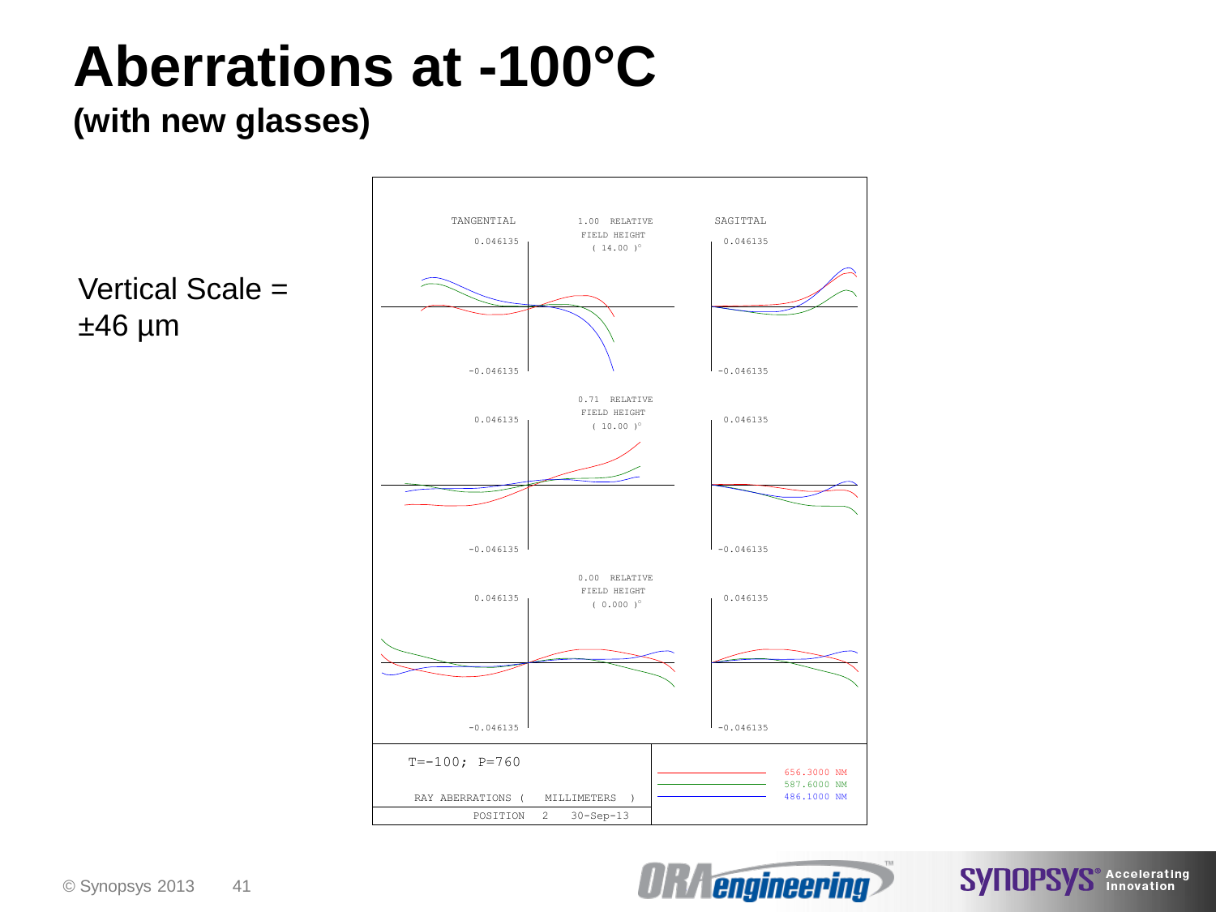# Aberrations at -100°C

## (with new glasses)

Vertical Scale = ±46 µm

TANGENTIAL

1.00 RELATIVE FIELD HEIGHT ( 14.00 )°

SAGITTAL

0.046135

-0.046135

0.71 RELATIVE FIELD HEIGHT ( 10.00 )°

0.046135

-0.046135

0.00 RELATIVE FIELD HEIGHT ( 0.000 )°

0.046135

-0.046135

T=-100; P=760

RAY ABERRATIONS ( MILLIMETERS )

POSITION 2 30-Sep-13

656.3000 NM

587.6000 NM

486.1000 NM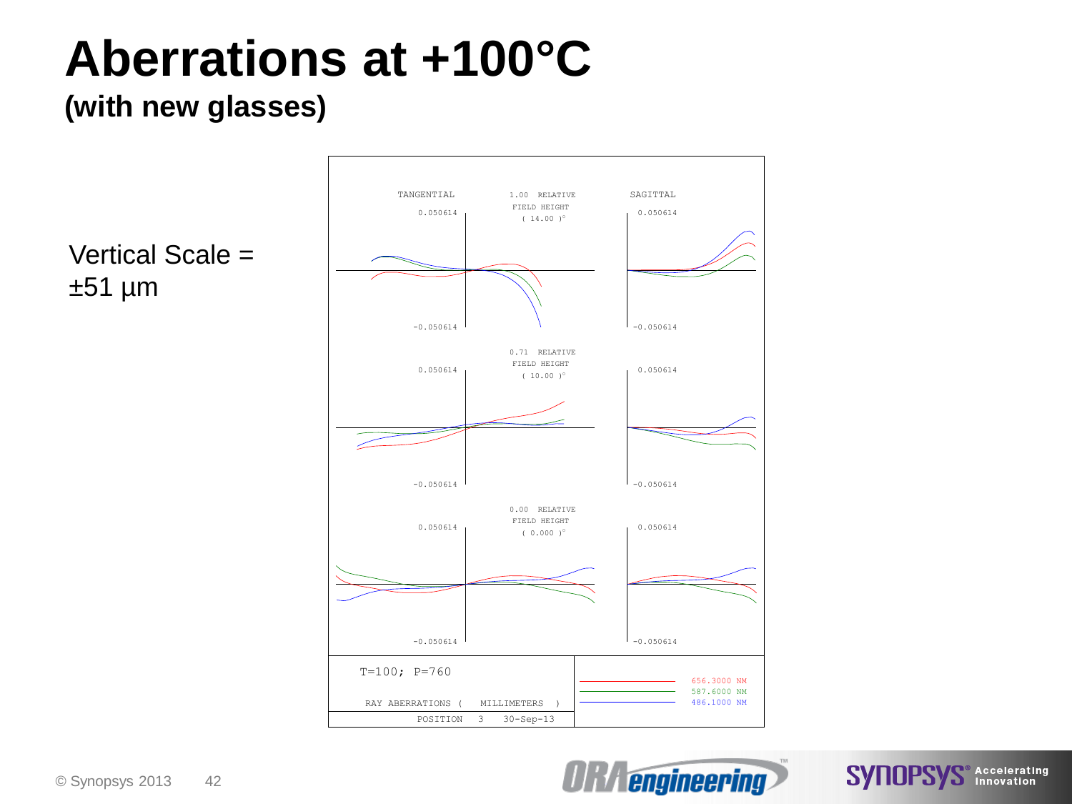# Aberrations at +100°C

### (with new glasses)

Vertical Scale = ±51 µm

TANGENTIAL | 1.00 RELATIVE FIELD HEIGHT ( 14.00 )° | SAGITTAL

0.050614 | 0.050614

-0.050614 | -0.050614

0.71 RELATIVE FIELD HEIGHT ( 10.00 )°

0.050614 | 0.050614

-0.050614 | -0.050614

0.00 RELATIVE FIELD HEIGHT ( 0.000 )°

0.050614 | 0.050614

-0.050614 | -0.050614

T=100; P=760

RAY ABERRATIONS ( MILLIMETERS )

POSITION 3 30-Sep-13

656.3000 NM

587.6000 NM

486.1000 NM

© Synopsys 2013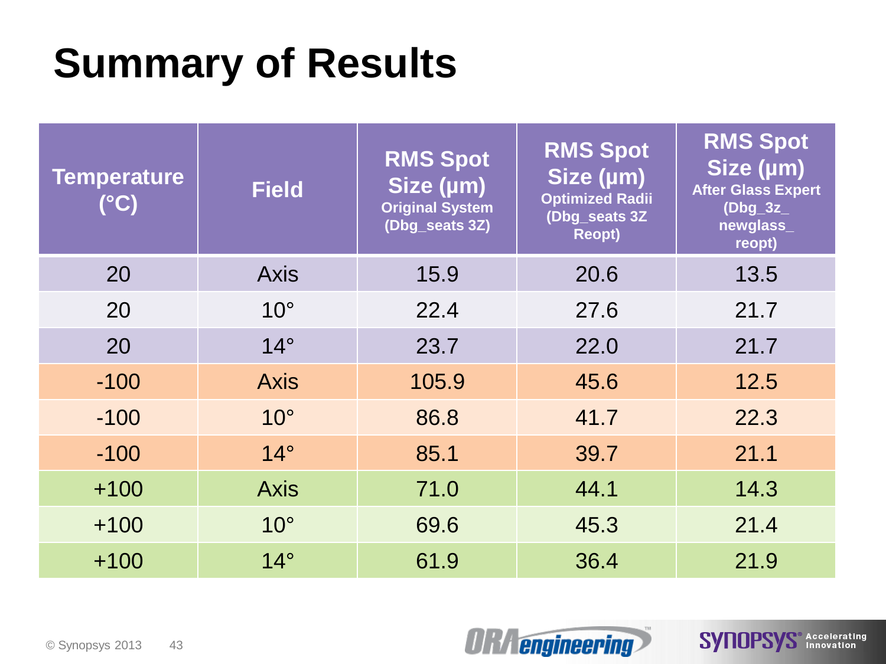# Summary of Results

| Temperature (°C) | Field | RMS Spot Size (µm) Original System (Dbg_seats 3Z) | RMS Spot Size (µm) Optimized Radii (Dbg_seats 3Z Reopt) | RMS Spot Size (µm) After Glass Expert (Dbg_3z_ newglass_ reopt) |
|---|---|---|---|---|
| 20 | Axis | 15.9 | 20.6 | 13.5 |
| 20 | 10° | 22.4 | 27.6 | 21.7 |
| 20 | 14° | 23.7 | 22.0 | 21.7 |
| -100 | Axis | 105.9 | 45.6 | 12.5 |
| -100 | 10° | 86.8 | 41.7 | 22.3 |
| -100 | 14° | 85.1 | 39.7 | 21.1 |
| +100 | Axis | 71.0 | 44.1 | 14.3 |
| +100 | 10° | 69.6 | 45.3 | 21.4 |
| +100 | 14° | 61.9 | 36.4 | 21.9 |

© Synopsys 2013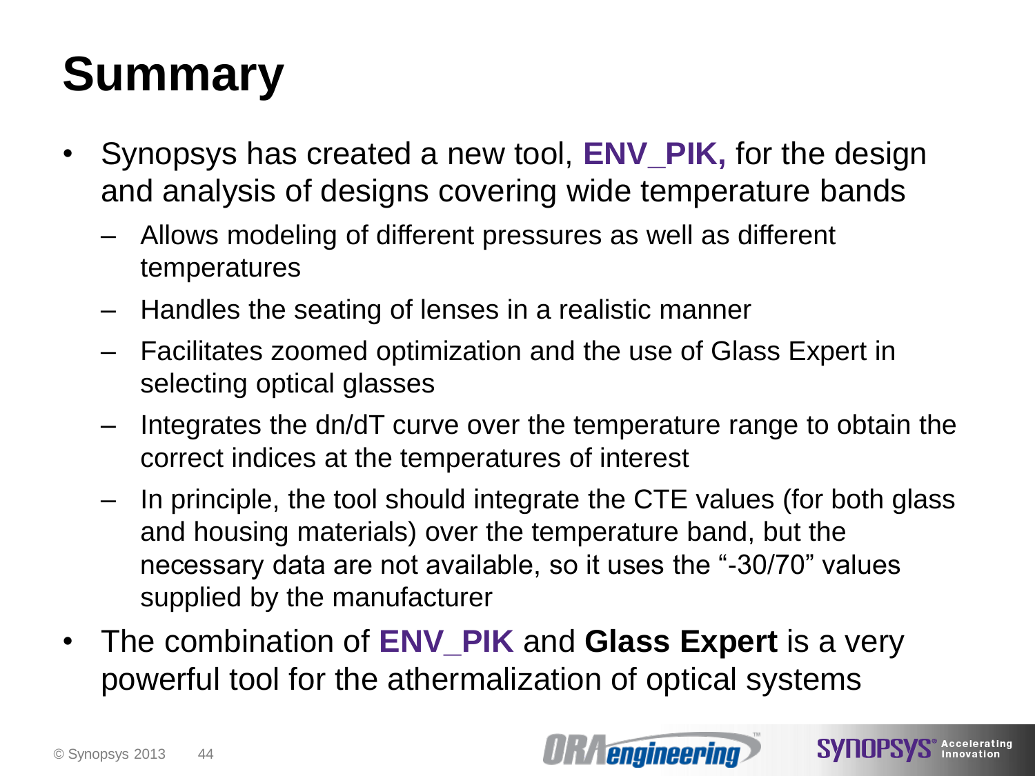# Summary

- Synopsys has created a new tool, **ENV_PIK,** for the design and analysis of designs covering wide temperature bands
  - Allows modeling of different pressures as well as different temperatures
  - Handles the seating of lenses in a realistic manner
  - Facilitates zoomed optimization and the use of Glass Expert in selecting optical glasses
  - Integrates the dn/dT curve over the temperature range to obtain the correct indices at the temperatures of interest
  - In principle, the tool should integrate the CTE values (for both glass and housing materials) over the temperature band, but the necessary data are not available, so it uses the "-30/70" values supplied by the manufacturer
- The combination of **ENV_PIK** and **Glass Expert** is a very powerful tool for the athermalization of optical systems